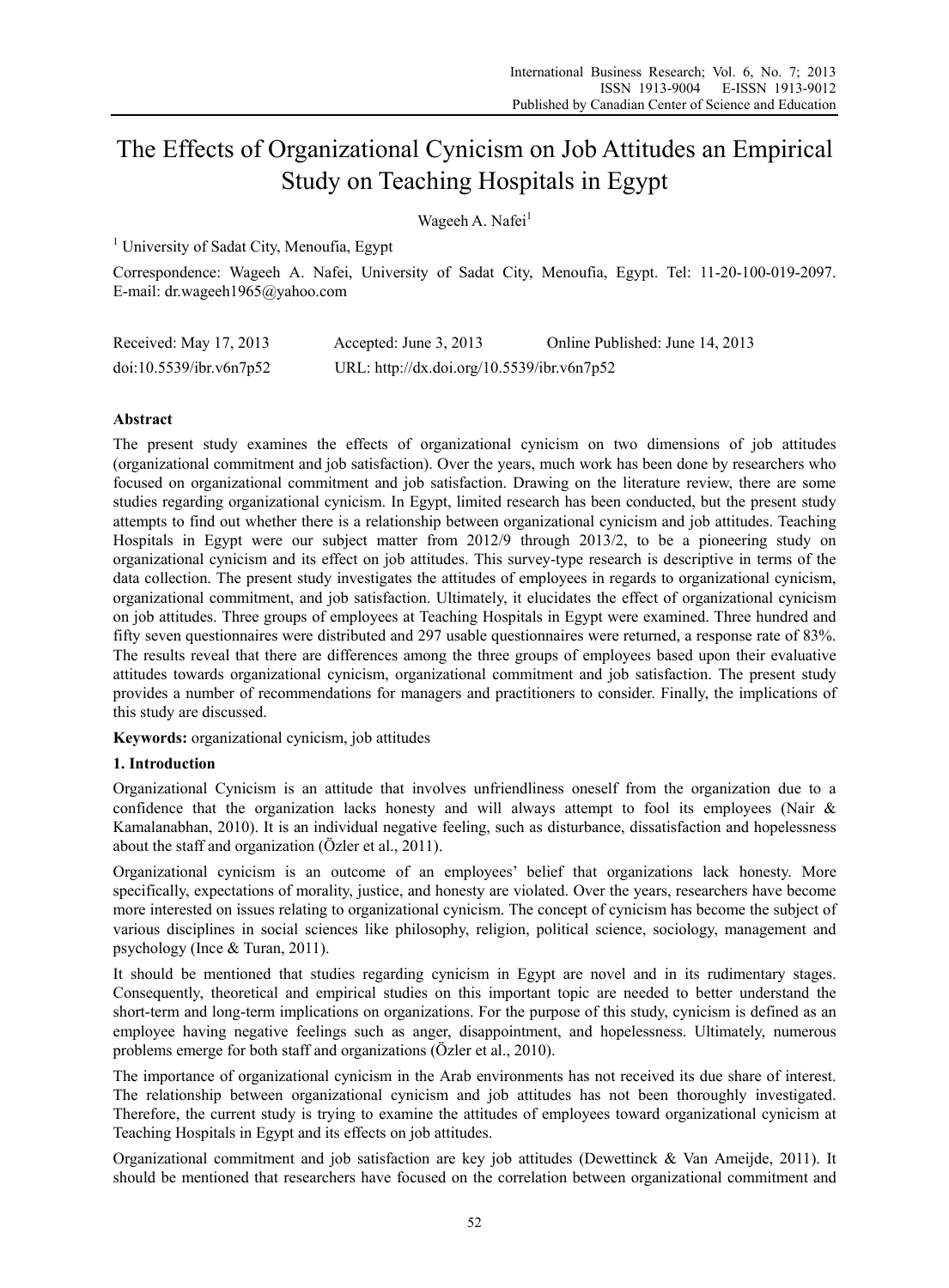# The Effects of Organizational Cynicism on Job Attitudes an Empirical Study on Teaching Hospitals in Egypt

Wageeh A. Nafei[1]

[1] University of Sadat City, Menoufia, Egypt

Correspondence: Wageeh A. Nafei, University of Sadat City, Menoufia, Egypt. Tel: 11-20-100-019-2097. E-mail: dr.wageeh1965@yahoo.com

| Received: May 17, 2013 | Accepted: June 3, 2013 | Online Published: June 14, 2013 |
|---|---|---|
| doi:10.5539/ibr.v6n7p52 | URL: http://dx.doi.org/10.5539/ibr.v6n7p52 | |

## Abstract

The present study examines the effects of organizational cynicism on two dimensions of job attitudes (organizational commitment and job satisfaction). Over the years, much work has been done by researchers who focused on organizational commitment and job satisfaction. Drawing on the literature review, there are some studies regarding organizational cynicism. In Egypt, limited research has been conducted, but the present study attempts to find out whether there is a relationship between organizational cynicism and job attitudes. Teaching Hospitals in Egypt were our subject matter from 2012/9 through 2013/2, to be a pioneering study on organizational cynicism and its effect on job attitudes. This survey-type research is descriptive in terms of the data collection. The present study investigates the attitudes of employees in regards to organizational cynicism, organizational commitment, and job satisfaction. Ultimately, it elucidates the effect of organizational cynicism on job attitudes. Three groups of employees at Teaching Hospitals in Egypt were examined. Three hundred and fifty seven questionnaires were distributed and 297 usable questionnaires were returned, a response rate of 83%. The results reveal that there are differences among the three groups of employees based upon their evaluative attitudes towards organizational cynicism, organizational commitment and job satisfaction. The present study provides a number of recommendations for managers and practitioners to consider. Finally, the implications of this study are discussed.

**Keywords:** organizational cynicism, job attitudes

## 1. Introduction

Organizational Cynicism is an attitude that involves unfriendliness oneself from the organization due to a confidence that the organization lacks honesty and will always attempt to fool its employees (Nair & Kamalanabhan, 2010). It is an individual negative feeling, such as disturbance, dissatisfaction and hopelessness about the staff and organization (Özler et al., 2011).

Organizational cynicism is an outcome of an employees' belief that organizations lack honesty. More specifically, expectations of morality, justice, and honesty are violated. Over the years, researchers have become more interested on issues relating to organizational cynicism. The concept of cynicism has become the subject of various disciplines in social sciences like philosophy, religion, political science, sociology, management and psychology (Ince & Turan, 2011).

It should be mentioned that studies regarding cynicism in Egypt are novel and in its rudimentary stages. Consequently, theoretical and empirical studies on this important topic are needed to better understand the short-term and long-term implications on organizations. For the purpose of this study, cynicism is defined as an employee having negative feelings such as anger, disappointment, and hopelessness. Ultimately, numerous problems emerge for both staff and organizations (Özler et al., 2010).

The importance of organizational cynicism in the Arab environments has not received its due share of interest. The relationship between organizational cynicism and job attitudes has not been thoroughly investigated. Therefore, the current study is trying to examine the attitudes of employees toward organizational cynicism at Teaching Hospitals in Egypt and its effects on job attitudes.

Organizational commitment and job satisfaction are key job attitudes (Dewettinck & Van Ameijde, 2011). It should be mentioned that researchers have focused on the correlation between organizational commitment and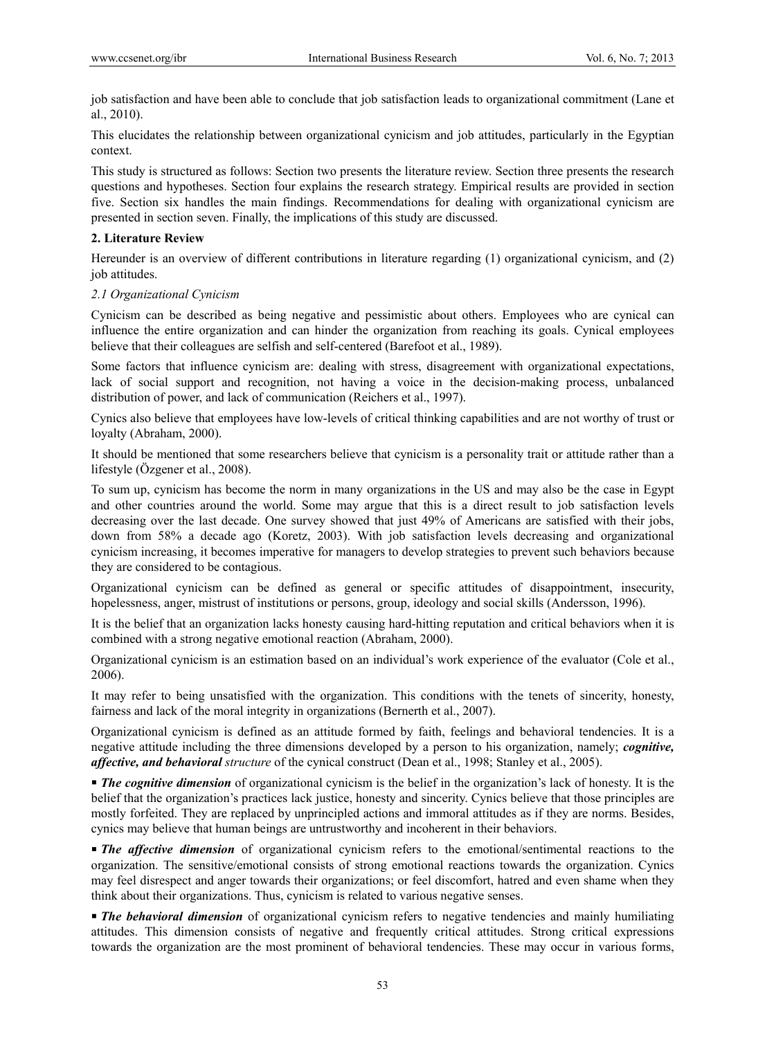job satisfaction and have been able to conclude that job satisfaction leads to organizational commitment (Lane et al., 2010).

This elucidates the relationship between organizational cynicism and job attitudes, particularly in the Egyptian context.

This study is structured as follows: Section two presents the literature review. Section three presents the research questions and hypotheses. Section four explains the research strategy. Empirical results are provided in section five. Section six handles the main findings. Recommendations for dealing with organizational cynicism are presented in section seven. Finally, the implications of this study are discussed.

## 2. Literature Review

Hereunder is an overview of different contributions in literature regarding (1) organizational cynicism, and (2) job attitudes.

### *2.1 Organizational Cynicism*

Cynicism can be described as being negative and pessimistic about others. Employees who are cynical can influence the entire organization and can hinder the organization from reaching its goals. Cynical employees believe that their colleagues are selfish and self-centered (Barefoot et al., 1989).

Some factors that influence cynicism are: dealing with stress, disagreement with organizational expectations, lack of social support and recognition, not having a voice in the decision-making process, unbalanced distribution of power, and lack of communication (Reichers et al., 1997).

Cynics also believe that employees have low-levels of critical thinking capabilities and are not worthy of trust or loyalty (Abraham, 2000).

It should be mentioned that some researchers believe that cynicism is a personality trait or attitude rather than a lifestyle (Özgener et al., 2008).

To sum up, cynicism has become the norm in many organizations in the US and may also be the case in Egypt and other countries around the world. Some may argue that this is a direct result to job satisfaction levels decreasing over the last decade. One survey showed that just 49% of Americans are satisfied with their jobs, down from 58% a decade ago (Koretz, 2003). With job satisfaction levels decreasing and organizational cynicism increasing, it becomes imperative for managers to develop strategies to prevent such behaviors because they are considered to be contagious.

Organizational cynicism can be defined as general or specific attitudes of disappointment, insecurity, hopelessness, anger, mistrust of institutions or persons, group, ideology and social skills (Andersson, 1996).

It is the belief that an organization lacks honesty causing hard-hitting reputation and critical behaviors when it is combined with a strong negative emotional reaction (Abraham, 2000).

Organizational cynicism is an estimation based on an individual's work experience of the evaluator (Cole et al., 2006).

It may refer to being unsatisfied with the organization. This conditions with the tenets of sincerity, honesty, fairness and lack of the moral integrity in organizations (Bernerth et al., 2007).

Organizational cynicism is defined as an attitude formed by faith, feelings and behavioral tendencies. It is a negative attitude including the three dimensions developed by a person to his organization, namely; ***cognitive, affective, and behavioral*** *structure* of the cynical construct (Dean et al., 1998; Stanley et al., 2005).

- ***The cognitive dimension*** of organizational cynicism is the belief in the organization's lack of honesty. It is the belief that the organization's practices lack justice, honesty and sincerity. Cynics believe that those principles are mostly forfeited. They are replaced by unprincipled actions and immoral attitudes as if they are norms. Besides, cynics may believe that human beings are untrustworthy and incoherent in their behaviors.

- ***The affective dimension*** of organizational cynicism refers to the emotional/sentimental reactions to the organization. The sensitive/emotional consists of strong emotional reactions towards the organization. Cynics may feel disrespect and anger towards their organizations; or feel discomfort, hatred and even shame when they think about their organizations. Thus, cynicism is related to various negative senses.

- ***The behavioral dimension*** of organizational cynicism refers to negative tendencies and mainly humiliating attitudes. This dimension consists of negative and frequently critical attitudes. Strong critical expressions towards the organization are the most prominent of behavioral tendencies. These may occur in various forms,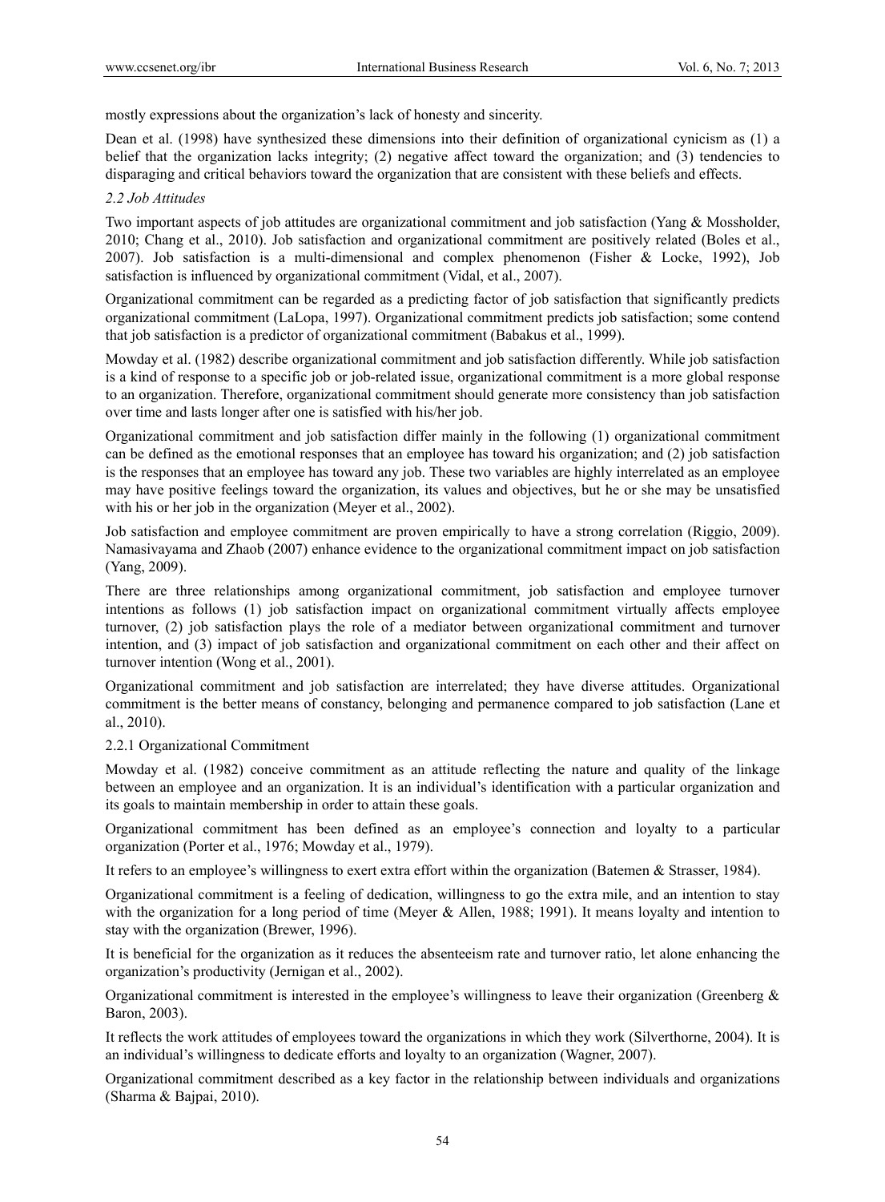mostly expressions about the organization's lack of honesty and sincerity.

Dean et al. (1998) have synthesized these dimensions into their definition of organizational cynicism as (1) a belief that the organization lacks integrity; (2) negative affect toward the organization; and (3) tendencies to disparaging and critical behaviors toward the organization that are consistent with these beliefs and effects.

### *2.2 Job Attitudes*

Two important aspects of job attitudes are organizational commitment and job satisfaction (Yang & Mossholder, 2010; Chang et al., 2010). Job satisfaction and organizational commitment are positively related (Boles et al., 2007). Job satisfaction is a multi-dimensional and complex phenomenon (Fisher & Locke, 1992), Job satisfaction is influenced by organizational commitment (Vidal, et al., 2007).

Organizational commitment can be regarded as a predicting factor of job satisfaction that significantly predicts organizational commitment (LaLopa, 1997). Organizational commitment predicts job satisfaction; some contend that job satisfaction is a predictor of organizational commitment (Babakus et al., 1999).

Mowday et al. (1982) describe organizational commitment and job satisfaction differently. While job satisfaction is a kind of response to a specific job or job-related issue, organizational commitment is a more global response to an organization. Therefore, organizational commitment should generate more consistency than job satisfaction over time and lasts longer after one is satisfied with his/her job.

Organizational commitment and job satisfaction differ mainly in the following (1) organizational commitment can be defined as the emotional responses that an employee has toward his organization; and (2) job satisfaction is the responses that an employee has toward any job. These two variables are highly interrelated as an employee may have positive feelings toward the organization, its values and objectives, but he or she may be unsatisfied with his or her job in the organization (Meyer et al., 2002).

Job satisfaction and employee commitment are proven empirically to have a strong correlation (Riggio, 2009). Namasivayama and Zhaob (2007) enhance evidence to the organizational commitment impact on job satisfaction (Yang, 2009).

There are three relationships among organizational commitment, job satisfaction and employee turnover intentions as follows (1) job satisfaction impact on organizational commitment virtually affects employee turnover, (2) job satisfaction plays the role of a mediator between organizational commitment and turnover intention, and (3) impact of job satisfaction and organizational commitment on each other and their affect on turnover intention (Wong et al., 2001).

Organizational commitment and job satisfaction are interrelated; they have diverse attitudes. Organizational commitment is the better means of constancy, belonging and permanence compared to job satisfaction (Lane et al., 2010).

#### 2.2.1 Organizational Commitment

Mowday et al. (1982) conceive commitment as an attitude reflecting the nature and quality of the linkage between an employee and an organization. It is an individual's identification with a particular organization and its goals to maintain membership in order to attain these goals.

Organizational commitment has been defined as an employee's connection and loyalty to a particular organization (Porter et al., 1976; Mowday et al., 1979).

It refers to an employee's willingness to exert extra effort within the organization (Batemen & Strasser, 1984).

Organizational commitment is a feeling of dedication, willingness to go the extra mile, and an intention to stay with the organization for a long period of time (Meyer & Allen, 1988; 1991). It means loyalty and intention to stay with the organization (Brewer, 1996).

It is beneficial for the organization as it reduces the absenteeism rate and turnover ratio, let alone enhancing the organization's productivity (Jernigan et al., 2002).

Organizational commitment is interested in the employee's willingness to leave their organization (Greenberg & Baron, 2003).

It reflects the work attitudes of employees toward the organizations in which they work (Silverthorne, 2004). It is an individual's willingness to dedicate efforts and loyalty to an organization (Wagner, 2007).

Organizational commitment described as a key factor in the relationship between individuals and organizations (Sharma & Bajpai, 2010).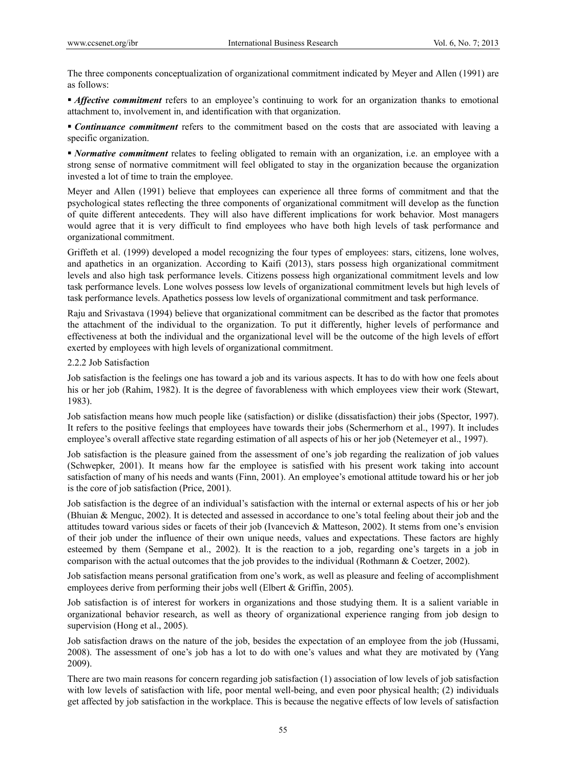The three components conceptualization of organizational commitment indicated by Meyer and Allen (1991) are as follows:

- ***Affective commitment*** refers to an employee's continuing to work for an organization thanks to emotional attachment to, involvement in, and identification with that organization.
- ***Continuance commitment*** refers to the commitment based on the costs that are associated with leaving a specific organization.
- ***Normative commitment*** relates to feeling obligated to remain with an organization, i.e. an employee with a strong sense of normative commitment will feel obligated to stay in the organization because the organization invested a lot of time to train the employee.

Meyer and Allen (1991) believe that employees can experience all three forms of commitment and that the psychological states reflecting the three components of organizational commitment will develop as the function of quite different antecedents. They will also have different implications for work behavior. Most managers would agree that it is very difficult to find employees who have both high levels of task performance and organizational commitment.

Griffeth et al. (1999) developed a model recognizing the four types of employees: stars, citizens, lone wolves, and apathetics in an organization. According to Kaifi (2013), stars possess high organizational commitment levels and also high task performance levels. Citizens possess high organizational commitment levels and low task performance levels. Lone wolves possess low levels of organizational commitment levels but high levels of task performance levels. Apathetics possess low levels of organizational commitment and task performance.

Raju and Srivastava (1994) believe that organizational commitment can be described as the factor that promotes the attachment of the individual to the organization. To put it differently, higher levels of performance and effectiveness at both the individual and the organizational level will be the outcome of the high levels of effort exerted by employees with high levels of organizational commitment.

#### 2.2.2 Job Satisfaction

Job satisfaction is the feelings one has toward a job and its various aspects. It has to do with how one feels about his or her job (Rahim, 1982). It is the degree of favorableness with which employees view their work (Stewart, 1983).

Job satisfaction means how much people like (satisfaction) or dislike (dissatisfaction) their jobs (Spector, 1997). It refers to the positive feelings that employees have towards their jobs (Schermerhorn et al., 1997). It includes employee's overall affective state regarding estimation of all aspects of his or her job (Netemeyer et al., 1997).

Job satisfaction is the pleasure gained from the assessment of one's job regarding the realization of job values (Schwepker, 2001). It means how far the employee is satisfied with his present work taking into account satisfaction of many of his needs and wants (Finn, 2001). An employee's emotional attitude toward his or her job is the core of job satisfaction (Price, 2001).

Job satisfaction is the degree of an individual's satisfaction with the internal or external aspects of his or her job (Bhuian & Menguc, 2002). It is detected and assessed in accordance to one's total feeling about their job and the attitudes toward various sides or facets of their job (Ivancevich & Matteson, 2002). It stems from one's envision of their job under the influence of their own unique needs, values and expectations. These factors are highly esteemed by them (Sempane et al., 2002). It is the reaction to a job, regarding one's targets in a job in comparison with the actual outcomes that the job provides to the individual (Rothmann & Coetzer, 2002).

Job satisfaction means personal gratification from one's work, as well as pleasure and feeling of accomplishment employees derive from performing their jobs well (Elbert & Griffin, 2005).

Job satisfaction is of interest for workers in organizations and those studying them. It is a salient variable in organizational behavior research, as well as theory of organizational experience ranging from job design to supervision (Hong et al., 2005).

Job satisfaction draws on the nature of the job, besides the expectation of an employee from the job (Hussami, 2008). The assessment of one's job has a lot to do with one's values and what they are motivated by (Yang 2009).

There are two main reasons for concern regarding job satisfaction (1) association of low levels of job satisfaction with low levels of satisfaction with life, poor mental well-being, and even poor physical health; (2) individuals get affected by job satisfaction in the workplace. This is because the negative effects of low levels of satisfaction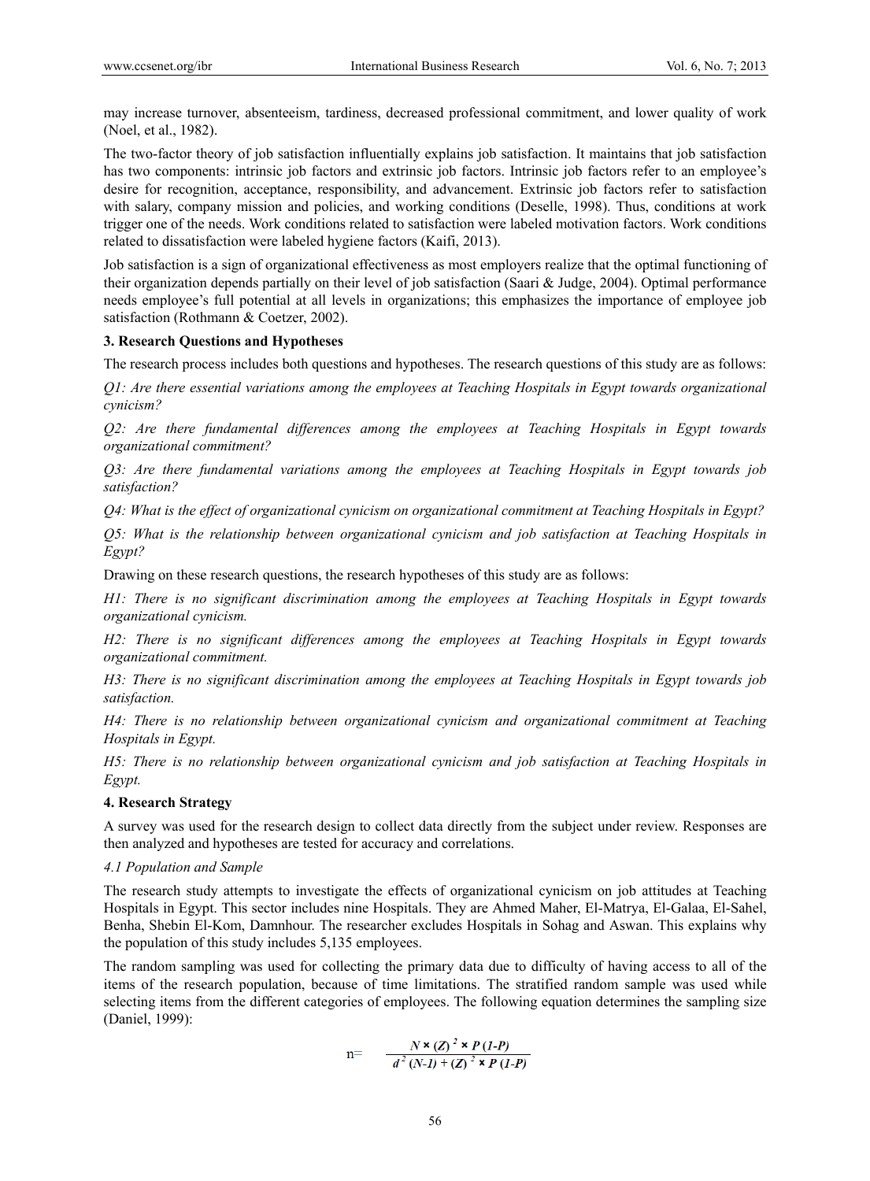may increase turnover, absenteeism, tardiness, decreased professional commitment, and lower quality of work (Noel, et al., 1982).

The two-factor theory of job satisfaction influentially explains job satisfaction. It maintains that job satisfaction has two components: intrinsic job factors and extrinsic job factors. Intrinsic job factors refer to an employee's desire for recognition, acceptance, responsibility, and advancement. Extrinsic job factors refer to satisfaction with salary, company mission and policies, and working conditions (Deselle, 1998). Thus, conditions at work trigger one of the needs. Work conditions related to satisfaction were labeled motivation factors. Work conditions related to dissatisfaction were labeled hygiene factors (Kaifi, 2013).

Job satisfaction is a sign of organizational effectiveness as most employers realize that the optimal functioning of their organization depends partially on their level of job satisfaction (Saari & Judge, 2004). Optimal performance needs employee's full potential at all levels in organizations; this emphasizes the importance of employee job satisfaction (Rothmann & Coetzer, 2002).

## 3. Research Questions and Hypotheses

The research process includes both questions and hypotheses. The research questions of this study are as follows:

*Q1: Are there essential variations among the employees at Teaching Hospitals in Egypt towards organizational cynicism?*

*Q2: Are there fundamental differences among the employees at Teaching Hospitals in Egypt towards organizational commitment?*

*Q3: Are there fundamental variations among the employees at Teaching Hospitals in Egypt towards job satisfaction?*

*Q4: What is the effect of organizational cynicism on organizational commitment at Teaching Hospitals in Egypt?*

*Q5: What is the relationship between organizational cynicism and job satisfaction at Teaching Hospitals in Egypt?*

Drawing on these research questions, the research hypotheses of this study are as follows:

*H1: There is no significant discrimination among the employees at Teaching Hospitals in Egypt towards organizational cynicism.*

*H2: There is no significant differences among the employees at Teaching Hospitals in Egypt towards organizational commitment.*

*H3: There is no significant discrimination among the employees at Teaching Hospitals in Egypt towards job satisfaction.*

*H4: There is no relationship between organizational cynicism and organizational commitment at Teaching Hospitals in Egypt.*

*H5: There is no relationship between organizational cynicism and job satisfaction at Teaching Hospitals in Egypt.*

## 4. Research Strategy

A survey was used for the research design to collect data directly from the subject under review. Responses are then analyzed and hypotheses are tested for accuracy and correlations.

### 4.1 Population and Sample

The research study attempts to investigate the effects of organizational cynicism on job attitudes at Teaching Hospitals in Egypt. This sector includes nine Hospitals. They are Ahmed Maher, El-Matrya, El-Galaa, El-Sahel, Benha, Shebin El-Kom, Damnhour. The researcher excludes Hospitals in Sohag and Aswan. This explains why the population of this study includes 5,135 employees.

The random sampling was used for collecting the primary data due to difficulty of having access to all of the items of the research population, because of time limitations. The stratified random sample was used while selecting items from the different categories of employees. The following equation determines the sampling size (Daniel, 1999):

$$n = \frac{N \times (Z)^2 \times P(1-P)}{d^2(N-1) + (Z)^2 \times P(1-P)}$$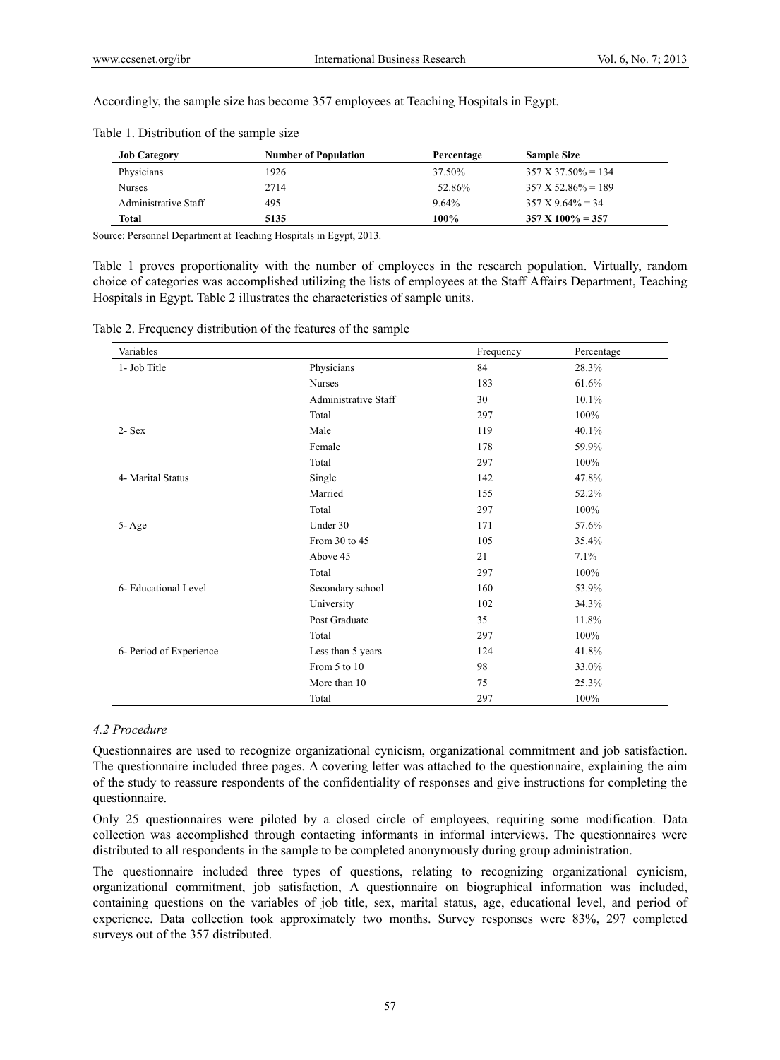Accordingly, the sample size has become 357 employees at Teaching Hospitals in Egypt.

Table 1. Distribution of the sample size

| Job Category | Number of Population | Percentage | Sample Size |
|---|---|---|---|
| Physicians | 1926 | 37.50% | 357 X 37.50% = 134 |
| Nurses | 2714 | 52.86% | 357 X 52.86% = 189 |
| Administrative Staff | 495 | 9.64% | 357 X 9.64% = 34 |
| **Total** | **5135** | **100%** | **357 X 100% = 357** |

Source: Personnel Department at Teaching Hospitals in Egypt, 2013.

Table 1 proves proportionality with the number of employees in the research population. Virtually, random choice of categories was accomplished utilizing the lists of employees at the Staff Affairs Department, Teaching Hospitals in Egypt. Table 2 illustrates the characteristics of sample units.

Table 2. Frequency distribution of the features of the sample

| Variables | | Frequency | Percentage |
|---|---|---|---|
| 1- Job Title | Physicians | 84 | 28.3% |
| | Nurses | 183 | 61.6% |
| | Administrative Staff | 30 | 10.1% |
| | Total | 297 | 100% |
| 2- Sex | Male | 119 | 40.1% |
| | Female | 178 | 59.9% |
| | Total | 297 | 100% |
| 4- Marital Status | Single | 142 | 47.8% |
| | Married | 155 | 52.2% |
| | Total | 297 | 100% |
| 5- Age | Under 30 | 171 | 57.6% |
| | From 30 to 45 | 105 | 35.4% |
| | Above 45 | 21 | 7.1% |
| | Total | 297 | 100% |
| 6- Educational Level | Secondary school | 160 | 53.9% |
| | University | 102 | 34.3% |
| | Post Graduate | 35 | 11.8% |
| | Total | 297 | 100% |
| 6- Period of Experience | Less than 5 years | 124 | 41.8% |
| | From 5 to 10 | 98 | 33.0% |
| | More than 10 | 75 | 25.3% |
| | Total | 297 | 100% |

### *4.2 Procedure*

Questionnaires are used to recognize organizational cynicism, organizational commitment and job satisfaction. The questionnaire included three pages. A covering letter was attached to the questionnaire, explaining the aim of the study to reassure respondents of the confidentiality of responses and give instructions for completing the questionnaire.

Only 25 questionnaires were piloted by a closed circle of employees, requiring some modification. Data collection was accomplished through contacting informants in informal interviews. The questionnaires were distributed to all respondents in the sample to be completed anonymously during group administration.

The questionnaire included three types of questions, relating to recognizing organizational cynicism, organizational commitment, job satisfaction, A questionnaire on biographical information was included, containing questions on the variables of job title, sex, marital status, age, educational level, and period of experience. Data collection took approximately two months. Survey responses were 83%, 297 completed surveys out of the 357 distributed.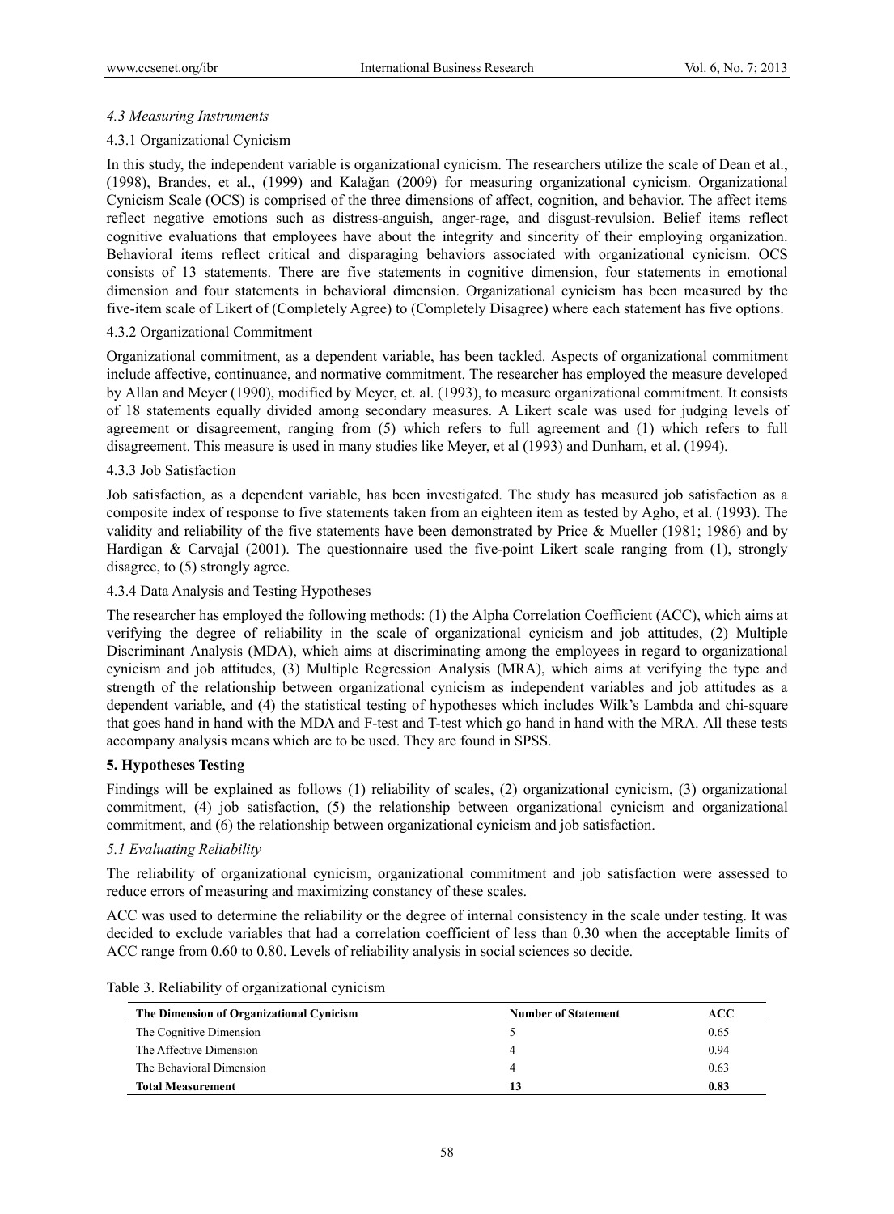### *4.3 Measuring Instruments*

#### 4.3.1 Organizational Cynicism

In this study, the independent variable is organizational cynicism. The researchers utilize the scale of Dean et al., (1998), Brandes, et al., (1999) and Kalağan (2009) for measuring organizational cynicism. Organizational Cynicism Scale (OCS) is comprised of the three dimensions of affect, cognition, and behavior. The affect items reflect negative emotions such as distress-anguish, anger-rage, and disgust-revulsion. Belief items reflect cognitive evaluations that employees have about the integrity and sincerity of their employing organization. Behavioral items reflect critical and disparaging behaviors associated with organizational cynicism. OCS consists of 13 statements. There are five statements in cognitive dimension, four statements in emotional dimension and four statements in behavioral dimension. Organizational cynicism has been measured by the five-item scale of Likert of (Completely Agree) to (Completely Disagree) where each statement has five options.

#### 4.3.2 Organizational Commitment

Organizational commitment, as a dependent variable, has been tackled. Aspects of organizational commitment include affective, continuance, and normative commitment. The researcher has employed the measure developed by Allan and Meyer (1990), modified by Meyer, et. al. (1993), to measure organizational commitment. It consists of 18 statements equally divided among secondary measures. A Likert scale was used for judging levels of agreement or disagreement, ranging from (5) which refers to full agreement and (1) which refers to full disagreement. This measure is used in many studies like Meyer, et al (1993) and Dunham, et al. (1994).

#### 4.3.3 Job Satisfaction

Job satisfaction, as a dependent variable, has been investigated. The study has measured job satisfaction as a composite index of response to five statements taken from an eighteen item as tested by Agho, et al. (1993). The validity and reliability of the five statements have been demonstrated by Price & Mueller (1981; 1986) and by Hardigan & Carvajal (2001). The questionnaire used the five-point Likert scale ranging from (1), strongly disagree, to (5) strongly agree.

#### 4.3.4 Data Analysis and Testing Hypotheses

The researcher has employed the following methods: (1) the Alpha Correlation Coefficient (ACC), which aims at verifying the degree of reliability in the scale of organizational cynicism and job attitudes, (2) Multiple Discriminant Analysis (MDA), which aims at discriminating among the employees in regard to organizational cynicism and job attitudes, (3) Multiple Regression Analysis (MRA), which aims at verifying the type and strength of the relationship between organizational cynicism as independent variables and job attitudes as a dependent variable, and (4) the statistical testing of hypotheses which includes Wilk's Lambda and chi-square that goes hand in hand with the MDA and F-test and T-test which go hand in hand with the MRA. All these tests accompany analysis means which are to be used. They are found in SPSS.

## 5. Hypotheses Testing

Findings will be explained as follows (1) reliability of scales, (2) organizational cynicism, (3) organizational commitment, (4) job satisfaction, (5) the relationship between organizational cynicism and organizational commitment, and (6) the relationship between organizational cynicism and job satisfaction.

### *5.1 Evaluating Reliability*

The reliability of organizational cynicism, organizational commitment and job satisfaction were assessed to reduce errors of measuring and maximizing constancy of these scales.

ACC was used to determine the reliability or the degree of internal consistency in the scale under testing. It was decided to exclude variables that had a correlation coefficient of less than 0.30 when the acceptable limits of ACC range from 0.60 to 0.80. Levels of reliability analysis in social sciences so decide.

Table 3. Reliability of organizational cynicism

| The Dimension of Organizational Cynicism | Number of Statement | ACC |
|---|---|---|
| The Cognitive Dimension | 5 | 0.65 |
| The Affective Dimension | 4 | 0.94 |
| The Behavioral Dimension | 4 | 0.63 |
| **Total Measurement** | **13** | **0.83** |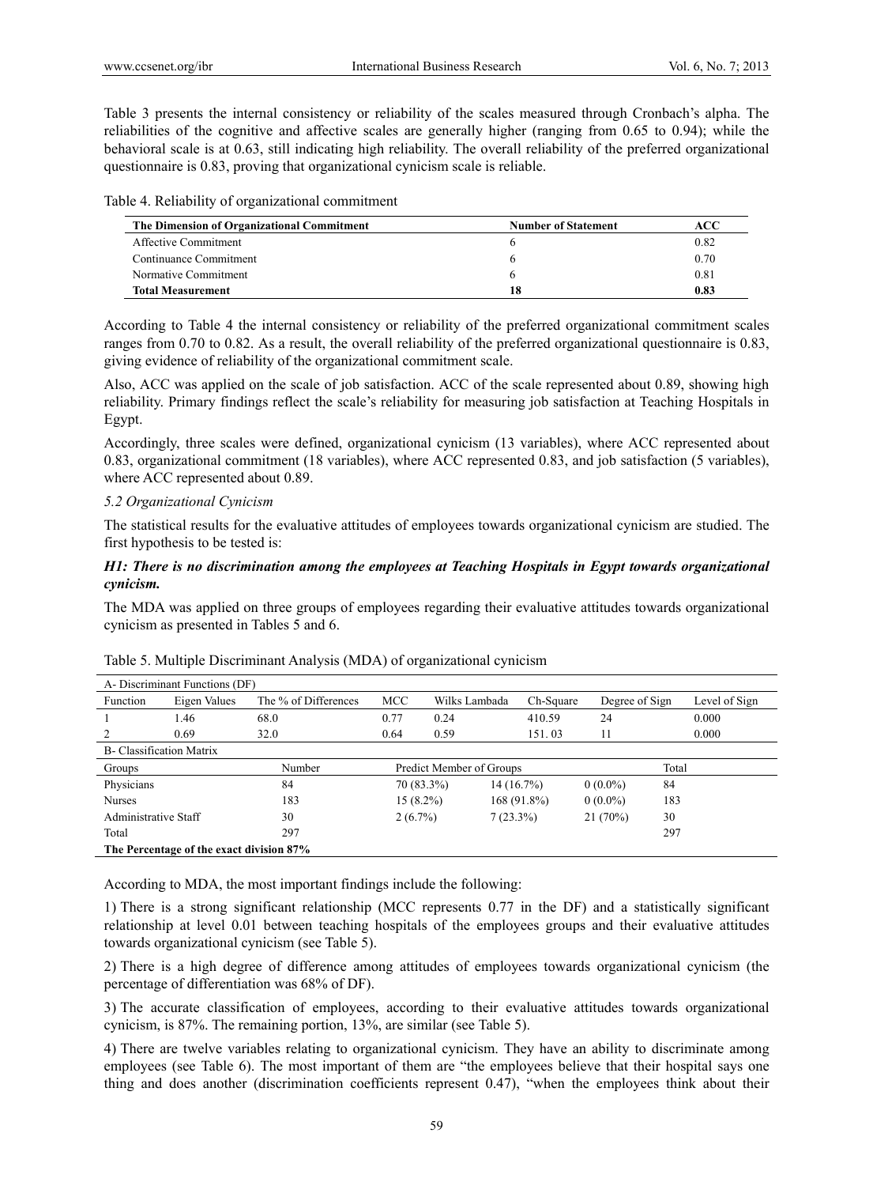Table 3 presents the internal consistency or reliability of the scales measured through Cronbach's alpha. The reliabilities of the cognitive and affective scales are generally higher (ranging from 0.65 to 0.94); while the behavioral scale is at 0.63, still indicating high reliability. The overall reliability of the preferred organizational questionnaire is 0.83, proving that organizational cynicism scale is reliable.

Table 4. Reliability of organizational commitment

| The Dimension of Organizational Commitment | Number of Statement | ACC |
|---|---|---|
| Affective Commitment | 6 | 0.82 |
| Continuance Commitment | 6 | 0.70 |
| Normative Commitment | 6 | 0.81 |
| **Total Measurement** | **18** | **0.83** |

According to Table 4 the internal consistency or reliability of the preferred organizational commitment scales ranges from 0.70 to 0.82. As a result, the overall reliability of the preferred organizational questionnaire is 0.83, giving evidence of reliability of the organizational commitment scale.

Also, ACC was applied on the scale of job satisfaction. ACC of the scale represented about 0.89, showing high reliability. Primary findings reflect the scale's reliability for measuring job satisfaction at Teaching Hospitals in Egypt.

Accordingly, three scales were defined, organizational cynicism (13 variables), where ACC represented about 0.83, organizational commitment (18 variables), where ACC represented 0.83, and job satisfaction (5 variables), where ACC represented about 0.89.

### *5.2 Organizational Cynicism*

The statistical results for the evaluative attitudes of employees towards organizational cynicism are studied. The first hypothesis to be tested is:

***H1: There is no discrimination among the employees at Teaching Hospitals in Egypt towards organizational cynicism.***

The MDA was applied on three groups of employees regarding their evaluative attitudes towards organizational cynicism as presented in Tables 5 and 6.

Table 5. Multiple Discriminant Analysis (MDA) of organizational cynicism

| A- Discriminant Functions (DF) | | | | | | | |
|---|---|---|---|---|---|---|---|
| Function | Eigen Values | The % of Differences | MCC | Wilks Lambada | Ch-Square | Degree of Sign | Level of Sign |
| 1 | 1.46 | 68.0 | 0.77 | 0.24 | 410.59 | 24 | 0.000 |
| 2 | 0.69 | 32.0 | 0.64 | 0.59 | 151. 03 | 11 | 0.000 |
| **B- Classification Matrix** | | | | | | | |
| Groups | Number | Predict Member of Groups | | | Total | | |
| Physicians | 84 | 70 (83.3%) | 14 (16.7%) | 0 (0.0%) | 84 | | |
| Nurses | 183 | 15 (8.2%) | 168 (91.8%) | 0 (0.0%) | 183 | | |
| Administrative Staff | 30 | 2 (6.7%) | 7 (23.3%) | 21 (70%) | 30 | | |
| Total | 297 | | | | 297 | | |
| **The Percentage of the exact division 87%** | | | | | | | |

According to MDA, the most important findings include the following:

1) There is a strong significant relationship (MCC represents 0.77 in the DF) and a statistically significant relationship at level 0.01 between teaching hospitals of the employees groups and their evaluative attitudes towards organizational cynicism (see Table 5).

2) There is a high degree of difference among attitudes of employees towards organizational cynicism (the percentage of differentiation was 68% of DF).

3) The accurate classification of employees, according to their evaluative attitudes towards organizational cynicism, is 87%. The remaining portion, 13%, are similar (see Table 5).

4) There are twelve variables relating to organizational cynicism. They have an ability to discriminate among employees (see Table 6). The most important of them are "the employees believe that their hospital says one thing and does another (discrimination coefficients represent 0.47), "when the employees think about their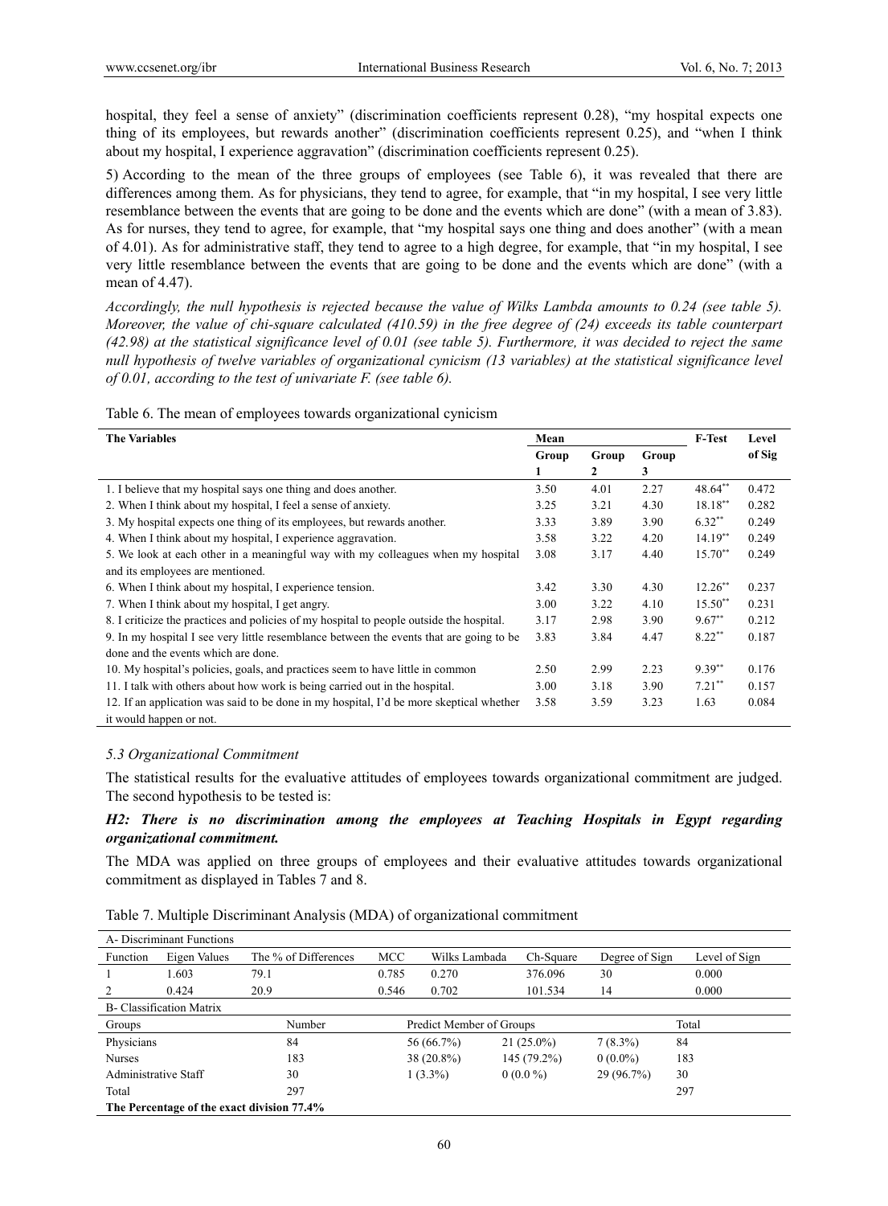hospital, they feel a sense of anxiety" (discrimination coefficients represent 0.28), "my hospital expects one thing of its employees, but rewards another" (discrimination coefficients represent 0.25), and "when I think about my hospital, I experience aggravation" (discrimination coefficients represent 0.25).

5) According to the mean of the three groups of employees (see Table 6), it was revealed that there are differences among them. As for physicians, they tend to agree, for example, that "in my hospital, I see very little resemblance between the events that are going to be done and the events which are done" (with a mean of 3.83). As for nurses, they tend to agree, for example, that "my hospital says one thing and does another" (with a mean of 4.01). As for administrative staff, they tend to agree to a high degree, for example, that "in my hospital, I see very little resemblance between the events that are going to be done and the events which are done" (with a mean of 4.47).

*Accordingly, the null hypothesis is rejected because the value of Wilks Lambda amounts to 0.24 (see table 5). Moreover, the value of chi-square calculated (410.59) in the free degree of (24) exceeds its table counterpart (42.98) at the statistical significance level of 0.01 (see table 5). Furthermore, it was decided to reject the same null hypothesis of twelve variables of organizational cynicism (13 variables) at the statistical significance level of 0.01, according to the test of univariate F. (see table 6).*

Table 6. The mean of employees towards organizational cynicism

| The Variables | Mean | | | F-Test | Level of Sig |
|---|---|---|---|---|---|
| | Group 1 | Group 2 | Group 3 | | |
| 1. I believe that my hospital says one thing and does another. | 3.50 | 4.01 | 2.27 | 48.64** | 0.472 |
| 2. When I think about my hospital, I feel a sense of anxiety. | 3.25 | 3.21 | 4.30 | 18.18** | 0.282 |
| 3. My hospital expects one thing of its employees, but rewards another. | 3.33 | 3.89 | 3.90 | 6.32** | 0.249 |
| 4. When I think about my hospital, I experience aggravation. | 3.58 | 3.22 | 4.20 | 14.19** | 0.249 |
| 5. We look at each other in a meaningful way with my colleagues when my hospital and its employees are mentioned. | 3.08 | 3.17 | 4.40 | 15.70** | 0.249 |
| 6. When I think about my hospital, I experience tension. | 3.42 | 3.30 | 4.30 | 12.26** | 0.237 |
| 7. When I think about my hospital, I get angry. | 3.00 | 3.22 | 4.10 | 15.50** | 0.231 |
| 8. I criticize the practices and policies of my hospital to people outside the hospital. | 3.17 | 2.98 | 3.90 | 9.67** | 0.212 |
| 9. In my hospital I see very little resemblance between the events that are going to be done and the events which are done. | 3.83 | 3.84 | 4.47 | 8.22** | 0.187 |
| 10. My hospital's policies, goals, and practices seem to have little in common | 2.50 | 2.99 | 2.23 | 9.39** | 0.176 |
| 11. I talk with others about how work is being carried out in the hospital. | 3.00 | 3.18 | 3.90 | 7.21** | 0.157 |
| 12. If an application was said to be done in my hospital, I'd be more skeptical whether it would happen or not. | 3.58 | 3.59 | 3.23 | 1.63 | 0.084 |

### *5.3 Organizational Commitment*

The statistical results for the evaluative attitudes of employees towards organizational commitment are judged. The second hypothesis to be tested is:

***H2: There is no discrimination among the employees at Teaching Hospitals in Egypt regarding organizational commitment.***

The MDA was applied on three groups of employees and their evaluative attitudes towards organizational commitment as displayed in Tables 7 and 8.

Table 7. Multiple Discriminant Analysis (MDA) of organizational commitment

| A- Discriminant Functions | | | | | | | |
|---|---|---|---|---|---|---|---|
| Function | Eigen Values | The % of Differences | MCC | Wilks Lambada | Ch-Square | Degree of Sign | Level of Sign |
| 1 | 1.603 | 79.1 | 0.785 | 0.270 | 376.096 | 30 | 0.000 |
| 2 | 0.424 | 20.9 | 0.546 | 0.702 | 101.534 | 14 | 0.000 |
| **B- Classification Matrix** | | | | | | | |
| Groups | | Number | Predict Member of Groups | | | | Total |
| Physicians | | 84 | 56 (66.7%) | | 21 (25.0%) | 7 (8.3%) | 84 |
| Nurses | | 183 | 38 (20.8%) | | 145 (79.2%) | 0 (0.0%) | 183 |
| Administrative Staff | | 30 | 1 (3.3%) | | 0 (0.0 %) | 29 (96.7%) | 30 |
| Total | | 297 | | | | | 297 |
| **The Percentage of the exact division 77.4%** | | | | | | | |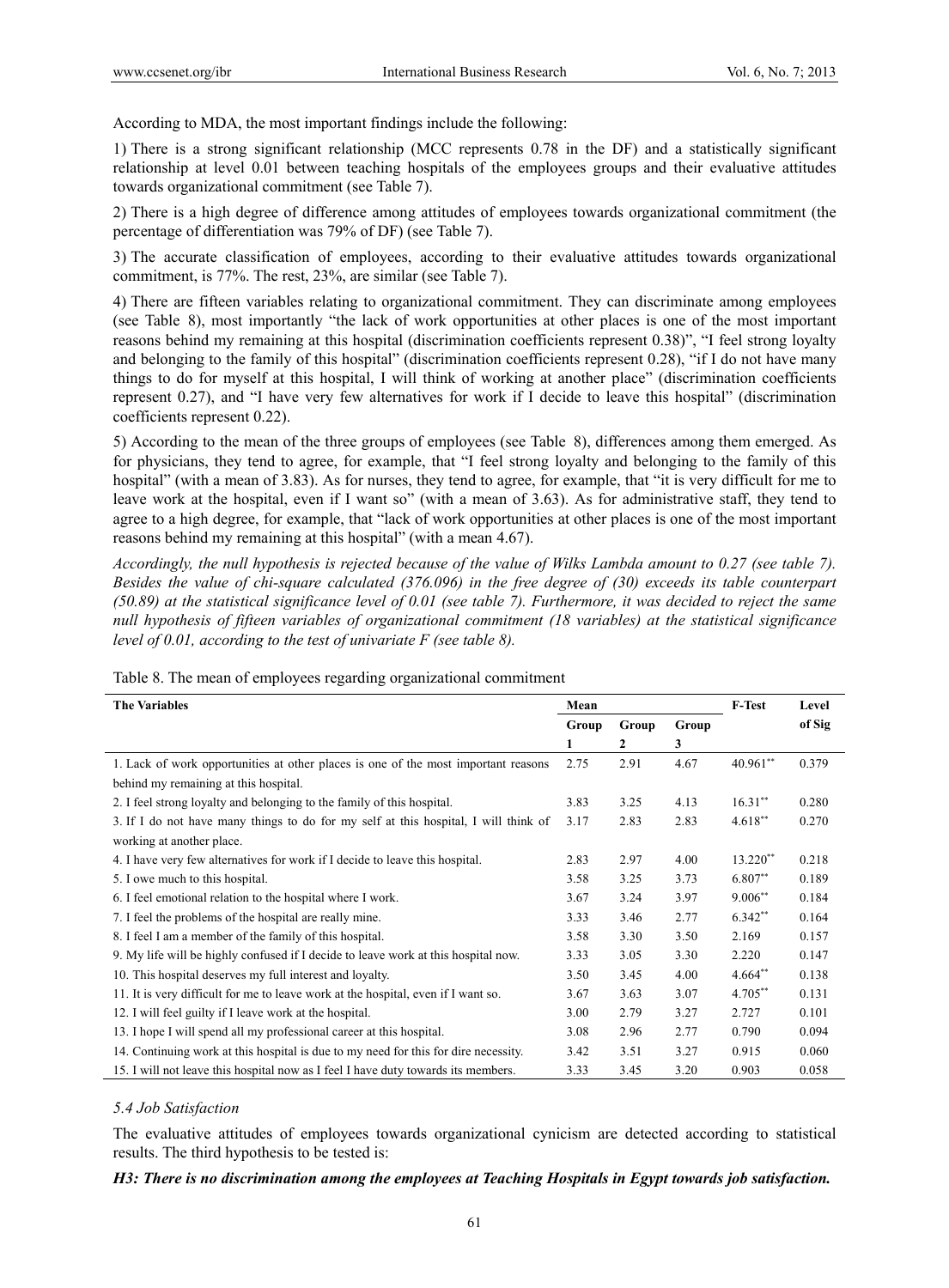According to MDA, the most important findings include the following:

1) There is a strong significant relationship (MCC represents 0.78 in the DF) and a statistically significant relationship at level 0.01 between teaching hospitals of the employees groups and their evaluative attitudes towards organizational commitment (see Table 7).

2) There is a high degree of difference among attitudes of employees towards organizational commitment (the percentage of differentiation was 79% of DF) (see Table 7).

3) The accurate classification of employees, according to their evaluative attitudes towards organizational commitment, is 77%. The rest, 23%, are similar (see Table 7).

4) There are fifteen variables relating to organizational commitment. They can discriminate among employees (see Table 8), most importantly "the lack of work opportunities at other places is one of the most important reasons behind my remaining at this hospital (discrimination coefficients represent 0.38)", "I feel strong loyalty and belonging to the family of this hospital" (discrimination coefficients represent 0.28), "if I do not have many things to do for myself at this hospital, I will think of working at another place" (discrimination coefficients represent 0.27), and "I have very few alternatives for work if I decide to leave this hospital" (discrimination coefficients represent 0.22).

5) According to the mean of the three groups of employees (see Table 8), differences among them emerged. As for physicians, they tend to agree, for example, that "I feel strong loyalty and belonging to the family of this hospital" (with a mean of 3.83). As for nurses, they tend to agree, for example, that "it is very difficult for me to leave work at the hospital, even if I want so" (with a mean of 3.63). As for administrative staff, they tend to agree to a high degree, for example, that "lack of work opportunities at other places is one of the most important reasons behind my remaining at this hospital" (with a mean 4.67).

*Accordingly, the null hypothesis is rejected because of the value of Wilks Lambda amount to 0.27 (see table 7). Besides the value of chi-square calculated (376.096) in the free degree of (30) exceeds its table counterpart (50.89) at the statistical significance level of 0.01 (see table 7). Furthermore, it was decided to reject the same null hypothesis of fifteen variables of organizational commitment (18 variables) at the statistical significance level of 0.01, according to the test of univariate F (see table 8).*

Table 8. The mean of employees regarding organizational commitment

| The Variables | Mean | | | F-Test | Level of Sig |
|---|---|---|---|---|---|
| | Group 1 | Group 2 | Group 3 | | |
| 1. Lack of work opportunities at other places is one of the most important reasons behind my remaining at this hospital. | 2.75 | 2.91 | 4.67 | 40.961** | 0.379 |
| 2. I feel strong loyalty and belonging to the family of this hospital. | 3.83 | 3.25 | 4.13 | 16.31** | 0.280 |
| 3. If I do not have many things to do for my self at this hospital, I will think of working at another place. | 3.17 | 2.83 | 2.83 | 4.618** | 0.270 |
| 4. I have very few alternatives for work if I decide to leave this hospital. | 2.83 | 2.97 | 4.00 | 13.220** | 0.218 |
| 5. I owe much to this hospital. | 3.58 | 3.25 | 3.73 | 6.807** | 0.189 |
| 6. I feel emotional relation to the hospital where I work. | 3.67 | 3.24 | 3.97 | 9.006** | 0.184 |
| 7. I feel the problems of the hospital are really mine. | 3.33 | 3.46 | 2.77 | 6.342** | 0.164 |
| 8. I feel I am a member of the family of this hospital. | 3.58 | 3.30 | 3.50 | 2.169 | 0.157 |
| 9. My life will be highly confused if I decide to leave work at this hospital now. | 3.33 | 3.05 | 3.30 | 2.220 | 0.147 |
| 10. This hospital deserves my full interest and loyalty. | 3.50 | 3.45 | 4.00 | 4.664** | 0.138 |
| 11. It is very difficult for me to leave work at the hospital, even if I want so. | 3.67 | 3.63 | 3.07 | 4.705** | 0.131 |
| 12. I will feel guilty if I leave work at the hospital. | 3.00 | 2.79 | 3.27 | 2.727 | 0.101 |
| 13. I hope I will spend all my professional career at this hospital. | 3.08 | 2.96 | 2.77 | 0.790 | 0.094 |
| 14. Continuing work at this hospital is due to my need for this for dire necessity. | 3.42 | 3.51 | 3.27 | 0.915 | 0.060 |
| 15. I will not leave this hospital now as I feel I have duty towards its members. | 3.33 | 3.45 | 3.20 | 0.903 | 0.058 |

### *5.4 Job Satisfaction*

The evaluative attitudes of employees towards organizational cynicism are detected according to statistical results. The third hypothesis to be tested is:

***H3: There is no discrimination among the employees at Teaching Hospitals in Egypt towards job satisfaction.***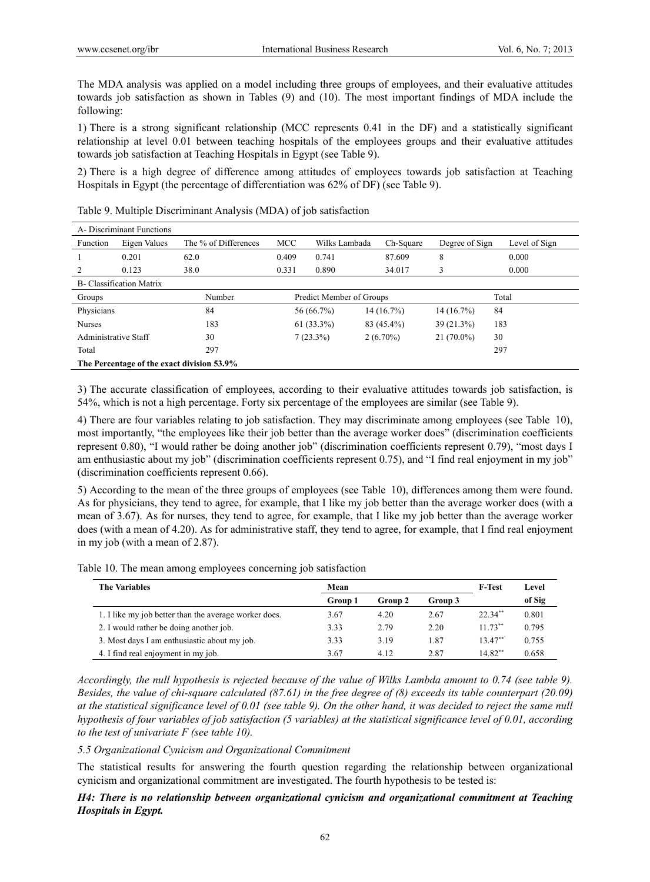The MDA analysis was applied on a model including three groups of employees, and their evaluative attitudes towards job satisfaction as shown in Tables (9) and (10). The most important findings of MDA include the following:

1) There is a strong significant relationship (MCC represents 0.41 in the DF) and a statistically significant relationship at level 0.01 between teaching hospitals of the employees groups and their evaluative attitudes towards job satisfaction at Teaching Hospitals in Egypt (see Table 9).

2) There is a high degree of difference among attitudes of employees towards job satisfaction at Teaching Hospitals in Egypt (the percentage of differentiation was 62% of DF) (see Table 9).

Table 9. Multiple Discriminant Analysis (MDA) of job satisfaction

| A- Discriminant Functions | | | | | | | |
|---|---|---|---|---|---|---|---|
| Function | Eigen Values | The % of Differences | MCC | Wilks Lambada | Ch-Square | Degree of Sign | Level of Sign |
| 1 | 0.201 | 62.0 | 0.409 | 0.741 | 87.609 | 8 | 0.000 |
| 2 | 0.123 | 38.0 | 0.331 | 0.890 | 34.017 | 3 | 0.000 |

| B- Classification Matrix | | | | | |
|---|---|---|---|---|---|
| Groups | Number | Predict Member of Groups | | | Total |
| Physicians | 84 | 56 (66.7%) | 14 (16.7%) | 14 (16.7%) | 84 |
| Nurses | 183 | 61 (33.3%) | 83 (45.4%) | 39 (21.3%) | 183 |
| Administrative Staff | 30 | 7 (23.3%) | 2 (6.70%) | 21 (70.0%) | 30 |
| Total | 297 | | | | 297 |
| **The Percentage of the exact division 53.9%** | | | | | |

3) The accurate classification of employees, according to their evaluative attitudes towards job satisfaction, is 54%, which is not a high percentage. Forty six percentage of the employees are similar (see Table 9).

4) There are four variables relating to job satisfaction. They may discriminate among employees (see Table 10), most importantly, "the employees like their job better than the average worker does" (discrimination coefficients represent 0.80), "I would rather be doing another job" (discrimination coefficients represent 0.79), "most days I am enthusiastic about my job" (discrimination coefficients represent 0.75), and "I find real enjoyment in my job" (discrimination coefficients represent 0.66).

5) According to the mean of the three groups of employees (see Table 10), differences among them were found. As for physicians, they tend to agree, for example, that I like my job better than the average worker does (with a mean of 3.67). As for nurses, they tend to agree, for example, that I like my job better than the average worker does (with a mean of 4.20). As for administrative staff, they tend to agree, for example, that I find real enjoyment in my job (with a mean of 2.87).

Table 10. The mean among employees concerning job satisfaction

| **The Variables** | **Mean** | | | **F-Test** | **Level of Sig** |
|---|---|---|---|---|---|
| | **Group 1** | **Group 2** | **Group 3** | | |
| 1. I like my job better than the average worker does. | 3.67 | 4.20 | 2.67 | 22.34** | 0.801 |
| 2. I would rather be doing another job. | 3.33 | 2.79 | 2.20 | 11.73** | 0.795 |
| 3. Most days I am enthusiastic about my job. | 3.33 | 3.19 | 1.87 | 13.47** | 0.755 |
| 4. I find real enjoyment in my job. | 3.67 | 4.12 | 2.87 | 14.82** | 0.658 |

*Accordingly, the null hypothesis is rejected because of the value of Wilks Lambda amount to 0.74 (see table 9). Besides, the value of chi-square calculated (87.61) in the free degree of (8) exceeds its table counterpart (20.09) at the statistical significance level of 0.01 (see table 9). On the other hand, it was decided to reject the same null hypothesis of four variables of job satisfaction (5 variables) at the statistical significance level of 0.01, according to the test of univariate F (see table 10).*

### *5.5 Organizational Cynicism and Organizational Commitment*

The statistical results for answering the fourth question regarding the relationship between organizational cynicism and organizational commitment are investigated. The fourth hypothesis to be tested is:

***H4: There is no relationship between organizational cynicism and organizational commitment at Teaching Hospitals in Egypt.***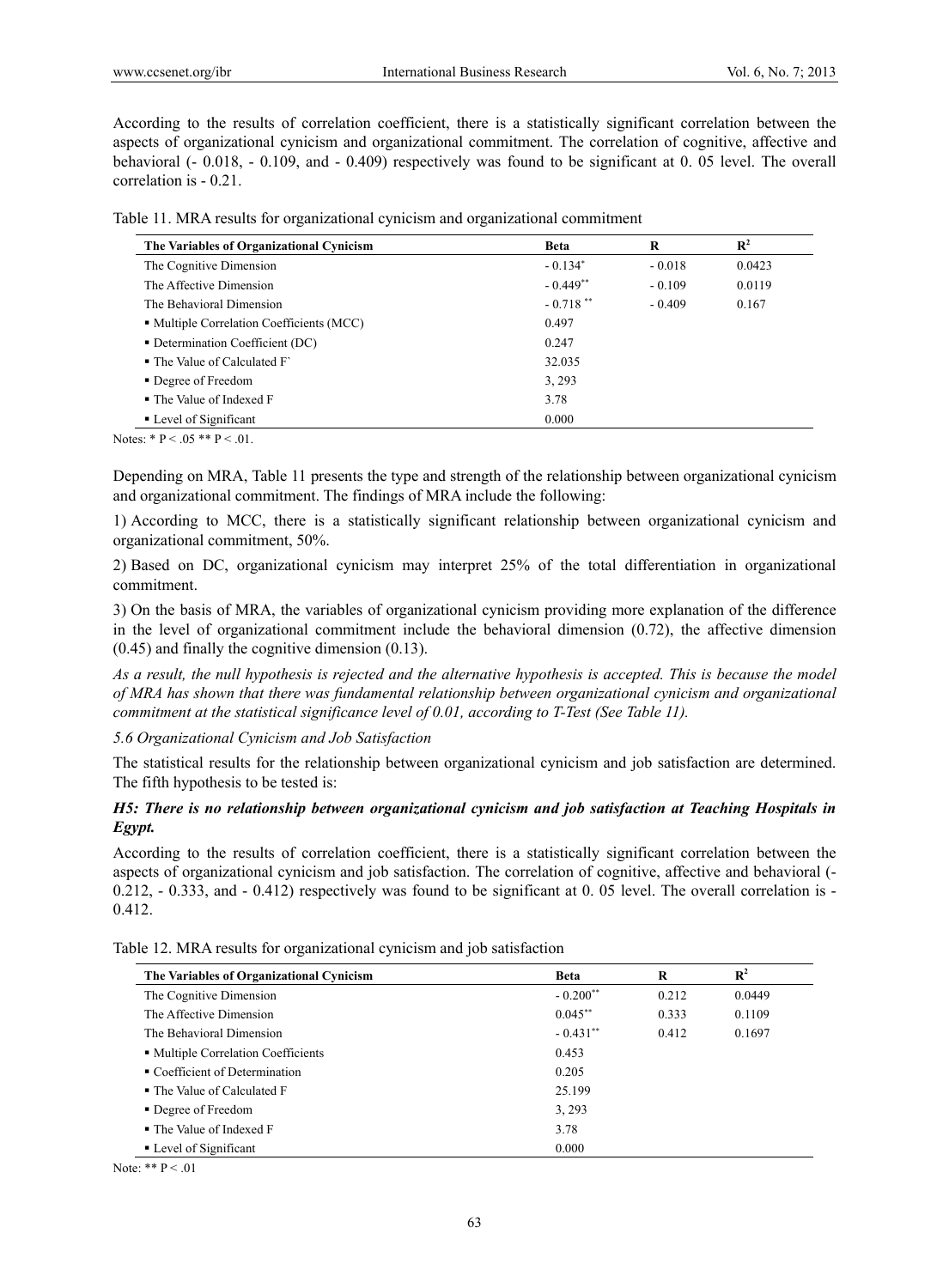According to the results of correlation coefficient, there is a statistically significant correlation between the aspects of organizational cynicism and organizational commitment. The correlation of cognitive, affective and behavioral (- 0.018, - 0.109, and - 0.409) respectively was found to be significant at 0. 05 level. The overall correlation is - 0.21.

Table 11. MRA results for organizational cynicism and organizational commitment

| The Variables of Organizational Cynicism | Beta | R | $R^2$ |
|---|---|---|---|
| The Cognitive Dimension | - 0.134* | - 0.018 | 0.0423 |
| The Affective Dimension | - 0.449** | - 0.109 | 0.0119 |
| The Behavioral Dimension | - 0.718 ** | - 0.409 | 0.167 |
| ▪ Multiple Correlation Coefficients (MCC) | 0.497 | | |
| ▪ Determination Coefficient (DC) | 0.247 | | |
| ▪ The Value of Calculated F` | 32.035 | | |
| ▪ Degree of Freedom | 3, 293 | | |
| ▪ The Value of Indexed F | 3.78 | | |
| ▪ Level of Significant | 0.000 | | |

Notes: * $P < .05$ ** $P < .01$.

Depending on MRA, Table 11 presents the type and strength of the relationship between organizational cynicism and organizational commitment. The findings of MRA include the following:

1) According to MCC, there is a statistically significant relationship between organizational cynicism and organizational commitment, 50%.

2) Based on DC, organizational cynicism may interpret 25% of the total differentiation in organizational commitment.

3) On the basis of MRA, the variables of organizational cynicism providing more explanation of the difference in the level of organizational commitment include the behavioral dimension (0.72), the affective dimension (0.45) and finally the cognitive dimension (0.13).

*As a result, the null hypothesis is rejected and the alternative hypothesis is accepted. This is because the model of MRA has shown that there was fundamental relationship between organizational cynicism and organizational commitment at the statistical significance level of 0.01, according to T-Test (See Table 11).*

### *5.6 Organizational Cynicism and Job Satisfaction*

The statistical results for the relationship between organizational cynicism and job satisfaction are determined. The fifth hypothesis to be tested is:

***H5: There is no relationship between organizational cynicism and job satisfaction at Teaching Hospitals in Egypt.***

According to the results of correlation coefficient, there is a statistically significant correlation between the aspects of organizational cynicism and job satisfaction. The correlation of cognitive, affective and behavioral (- 0.212, - 0.333, and - 0.412) respectively was found to be significant at 0. 05 level. The overall correlation is - 0.412.

Table 12. MRA results for organizational cynicism and job satisfaction

| The Variables of Organizational Cynicism | Beta | R | $R^2$ |
|---|---|---|---|
| The Cognitive Dimension | - 0.200** | 0.212 | 0.0449 |
| The Affective Dimension | 0.045** | 0.333 | 0.1109 |
| The Behavioral Dimension | - 0.431** | 0.412 | 0.1697 |
| ▪ Multiple Correlation Coefficients | 0.453 | | |
| ▪ Coefficient of Determination | 0.205 | | |
| ▪ The Value of Calculated F | 25.199 | | |
| ▪ Degree of Freedom | 3, 293 | | |
| ▪ The Value of Indexed F | 3.78 | | |
| ▪ Level of Significant | 0.000 | | |

Note: ** $P < .01$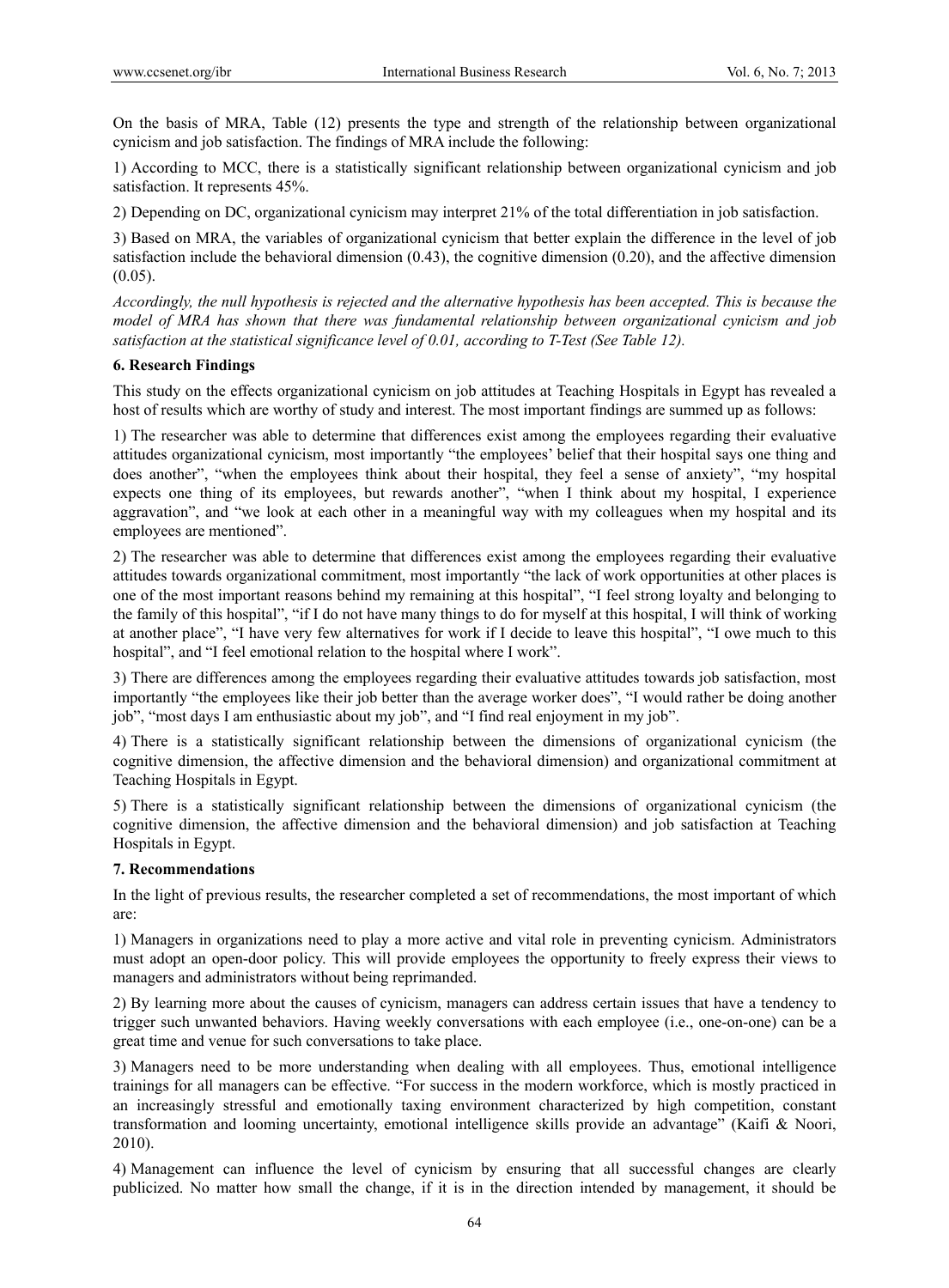On the basis of MRA, Table (12) presents the type and strength of the relationship between organizational cynicism and job satisfaction. The findings of MRA include the following:

1) According to MCC, there is a statistically significant relationship between organizational cynicism and job satisfaction. It represents 45%.

2) Depending on DC, organizational cynicism may interpret 21% of the total differentiation in job satisfaction.

3) Based on MRA, the variables of organizational cynicism that better explain the difference in the level of job satisfaction include the behavioral dimension (0.43), the cognitive dimension (0.20), and the affective dimension (0.05).

*Accordingly, the null hypothesis is rejected and the alternative hypothesis has been accepted. This is because the model of MRA has shown that there was fundamental relationship between organizational cynicism and job satisfaction at the statistical significance level of 0.01, according to T-Test (See Table 12).*

## 6. Research Findings

This study on the effects organizational cynicism on job attitudes at Teaching Hospitals in Egypt has revealed a host of results which are worthy of study and interest. The most important findings are summed up as follows:

1) The researcher was able to determine that differences exist among the employees regarding their evaluative attitudes organizational cynicism, most importantly "the employees' belief that their hospital says one thing and does another", "when the employees think about their hospital, they feel a sense of anxiety", "my hospital expects one thing of its employees, but rewards another", "when I think about my hospital, I experience aggravation", and "we look at each other in a meaningful way with my colleagues when my hospital and its employees are mentioned".

2) The researcher was able to determine that differences exist among the employees regarding their evaluative attitudes towards organizational commitment, most importantly "the lack of work opportunities at other places is one of the most important reasons behind my remaining at this hospital", "I feel strong loyalty and belonging to the family of this hospital", "if I do not have many things to do for myself at this hospital, I will think of working at another place", "I have very few alternatives for work if I decide to leave this hospital", "I owe much to this hospital", and "I feel emotional relation to the hospital where I work".

3) There are differences among the employees regarding their evaluative attitudes towards job satisfaction, most importantly "the employees like their job better than the average worker does", "I would rather be doing another job", "most days I am enthusiastic about my job", and "I find real enjoyment in my job".

4) There is a statistically significant relationship between the dimensions of organizational cynicism (the cognitive dimension, the affective dimension and the behavioral dimension) and organizational commitment at Teaching Hospitals in Egypt.

5) There is a statistically significant relationship between the dimensions of organizational cynicism (the cognitive dimension, the affective dimension and the behavioral dimension) and job satisfaction at Teaching Hospitals in Egypt.

## 7. Recommendations

In the light of previous results, the researcher completed a set of recommendations, the most important of which are:

1) Managers in organizations need to play a more active and vital role in preventing cynicism. Administrators must adopt an open-door policy. This will provide employees the opportunity to freely express their views to managers and administrators without being reprimanded.

2) By learning more about the causes of cynicism, managers can address certain issues that have a tendency to trigger such unwanted behaviors. Having weekly conversations with each employee (i.e., one-on-one) can be a great time and venue for such conversations to take place.

3) Managers need to be more understanding when dealing with all employees. Thus, emotional intelligence trainings for all managers can be effective. "For success in the modern workforce, which is mostly practiced in an increasingly stressful and emotionally taxing environment characterized by high competition, constant transformation and looming uncertainty, emotional intelligence skills provide an advantage" (Kaifi & Noori, 2010).

4) Management can influence the level of cynicism by ensuring that all successful changes are clearly publicized. No matter how small the change, if it is in the direction intended by management, it should be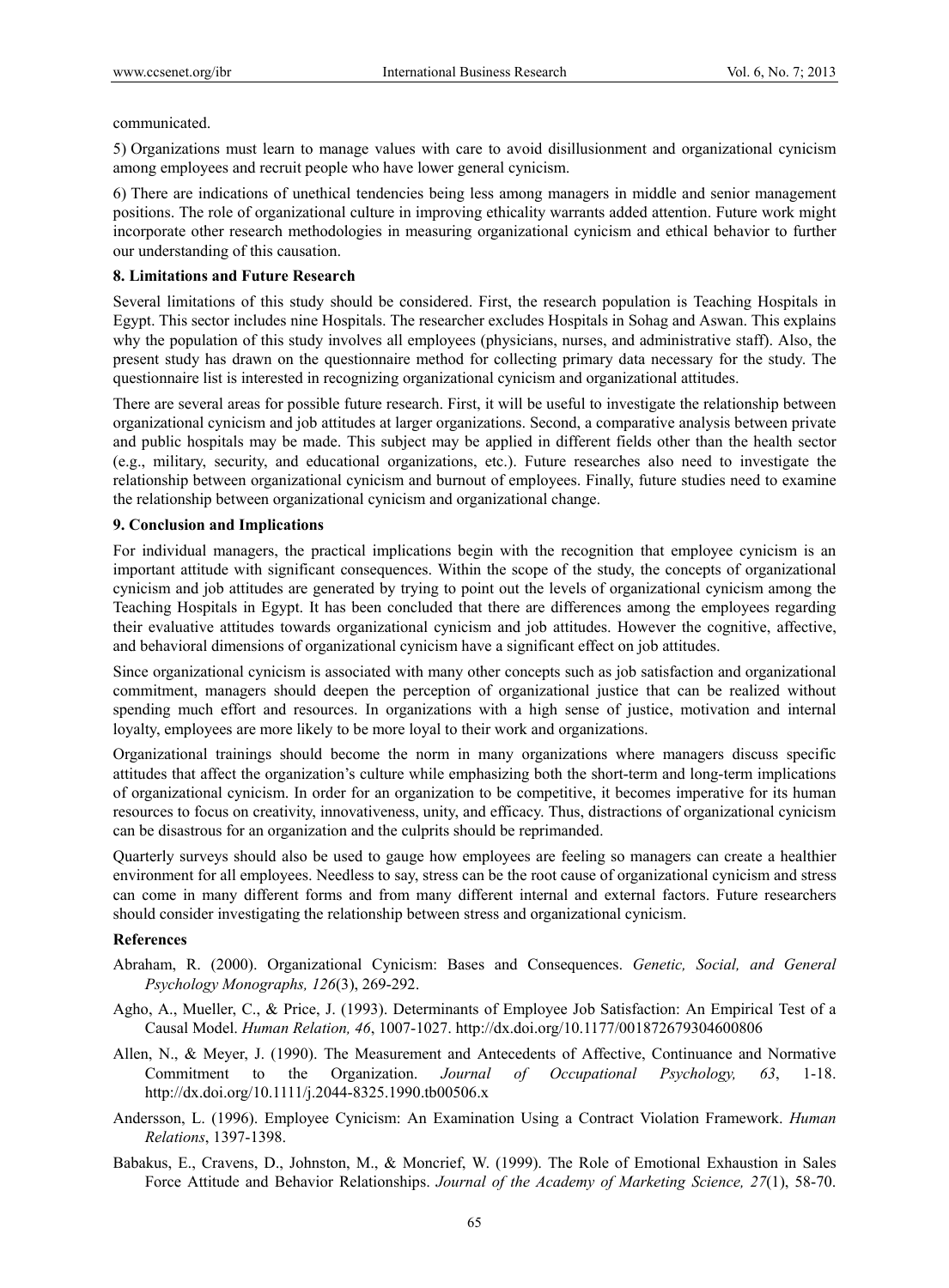communicated.

5) Organizations must learn to manage values with care to avoid disillusionment and organizational cynicism among employees and recruit people who have lower general cynicism.

6) There are indications of unethical tendencies being less among managers in middle and senior management positions. The role of organizational culture in improving ethicality warrants added attention. Future work might incorporate other research methodologies in measuring organizational cynicism and ethical behavior to further our understanding of this causation.

## 8. Limitations and Future Research

Several limitations of this study should be considered. First, the research population is Teaching Hospitals in Egypt. This sector includes nine Hospitals. The researcher excludes Hospitals in Sohag and Aswan. This explains why the population of this study involves all employees (physicians, nurses, and administrative staff). Also, the present study has drawn on the questionnaire method for collecting primary data necessary for the study. The questionnaire list is interested in recognizing organizational cynicism and organizational attitudes.

There are several areas for possible future research. First, it will be useful to investigate the relationship between organizational cynicism and job attitudes at larger organizations. Second, a comparative analysis between private and public hospitals may be made. This subject may be applied in different fields other than the health sector (e.g., military, security, and educational organizations, etc.). Future researches also need to investigate the relationship between organizational cynicism and burnout of employees. Finally, future studies need to examine the relationship between organizational cynicism and organizational change.

## 9. Conclusion and Implications

For individual managers, the practical implications begin with the recognition that employee cynicism is an important attitude with significant consequences. Within the scope of the study, the concepts of organizational cynicism and job attitudes are generated by trying to point out the levels of organizational cynicism among the Teaching Hospitals in Egypt. It has been concluded that there are differences among the employees regarding their evaluative attitudes towards organizational cynicism and job attitudes. However the cognitive, affective, and behavioral dimensions of organizational cynicism have a significant effect on job attitudes.

Since organizational cynicism is associated with many other concepts such as job satisfaction and organizational commitment, managers should deepen the perception of organizational justice that can be realized without spending much effort and resources. In organizations with a high sense of justice, motivation and internal loyalty, employees are more likely to be more loyal to their work and organizations.

Organizational trainings should become the norm in many organizations where managers discuss specific attitudes that affect the organization's culture while emphasizing both the short-term and long-term implications of organizational cynicism. In order for an organization to be competitive, it becomes imperative for its human resources to focus on creativity, innovativeness, unity, and efficacy. Thus, distractions of organizational cynicism can be disastrous for an organization and the culprits should be reprimanded.

Quarterly surveys should also be used to gauge how employees are feeling so managers can create a healthier environment for all employees. Needless to say, stress can be the root cause of organizational cynicism and stress can come in many different forms and from many different internal and external factors. Future researchers should consider investigating the relationship between stress and organizational cynicism.

## References

Abraham, R. (2000). Organizational Cynicism: Bases and Consequences. *Genetic, Social, and General Psychology Monographs, 126*(3), 269-292.

Agho, A., Mueller, C., & Price, J. (1993). Determinants of Employee Job Satisfaction: An Empirical Test of a Causal Model. *Human Relation, 46*, 1007-1027. http://dx.doi.org/10.1177/001872679304600806

Allen, N., & Meyer, J. (1990). The Measurement and Antecedents of Affective, Continuance and Normative Commitment to the Organization. *Journal of Occupational Psychology, 63*, 1-18. http://dx.doi.org/10.1111/j.2044-8325.1990.tb00506.x

Andersson, L. (1996). Employee Cynicism: An Examination Using a Contract Violation Framework. *Human Relations*, 1397-1398.

Babakus, E., Cravens, D., Johnston, M., & Moncrief, W. (1999). The Role of Emotional Exhaustion in Sales Force Attitude and Behavior Relationships. *Journal of the Academy of Marketing Science, 27*(1), 58-70.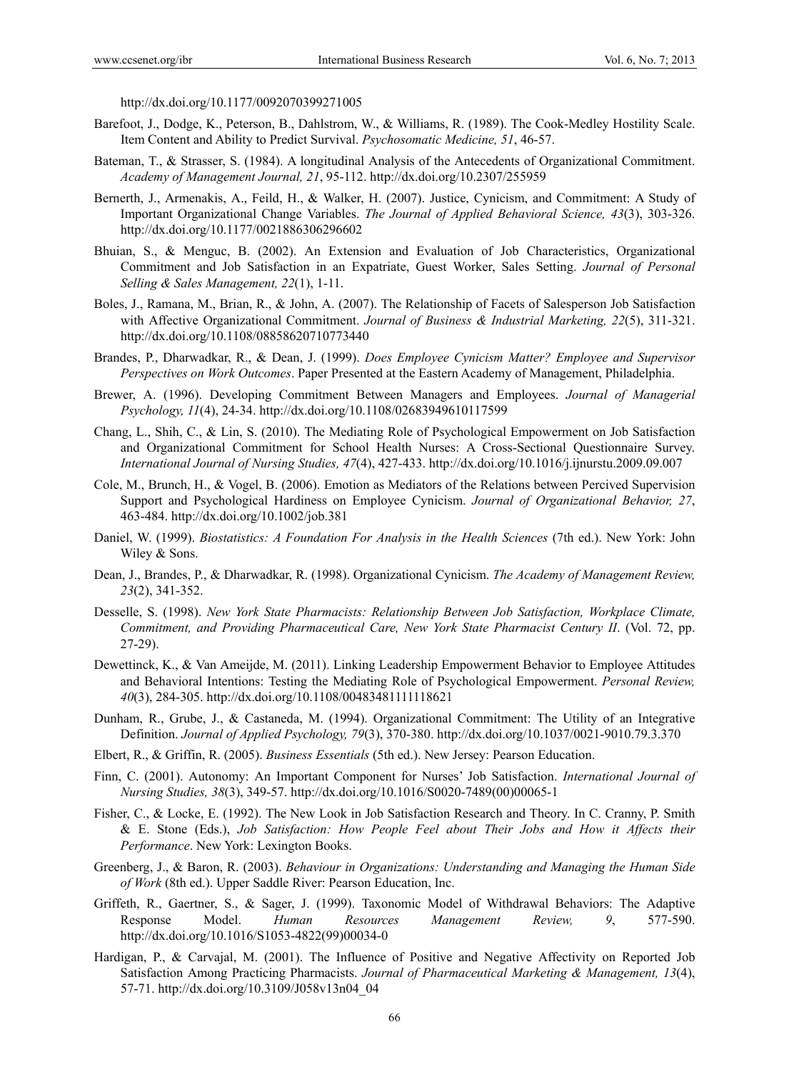http://dx.doi.org/10.1177/0092070399271005

Barefoot, J., Dodge, K., Peterson, B., Dahlstrom, W., & Williams, R. (1989). The Cook-Medley Hostility Scale. Item Content and Ability to Predict Survival. *Psychosomatic Medicine, 51*, 46-57.

Bateman, T., & Strasser, S. (1984). A longitudinal Analysis of the Antecedents of Organizational Commitment. *Academy of Management Journal, 21*, 95-112. http://dx.doi.org/10.2307/255959

Bernerth, J., Armenakis, A., Feild, H., & Walker, H. (2007). Justice, Cynicism, and Commitment: A Study of Important Organizational Change Variables. *The Journal of Applied Behavioral Science, 43*(3), 303-326. http://dx.doi.org/10.1177/0021886306296602

Bhuian, S., & Menguc, B. (2002). An Extension and Evaluation of Job Characteristics, Organizational Commitment and Job Satisfaction in an Expatriate, Guest Worker, Sales Setting. *Journal of Personal Selling & Sales Management, 22*(1), 1-11.

Boles, J., Ramana, M., Brian, R., & John, A. (2007). The Relationship of Facets of Salesperson Job Satisfaction with Affective Organizational Commitment. *Journal of Business & Industrial Marketing, 22*(5), 311-321. http://dx.doi.org/10.1108/08858620710773440

Brandes, P., Dharwadkar, R., & Dean, J. (1999). *Does Employee Cynicism Matter? Employee and Supervisor Perspectives on Work Outcomes*. Paper Presented at the Eastern Academy of Management, Philadelphia.

Brewer, A. (1996). Developing Commitment Between Managers and Employees. *Journal of Managerial Psychology, 11*(4), 24-34. http://dx.doi.org/10.1108/02683949610117599

Chang, L., Shih, C., & Lin, S. (2010). The Mediating Role of Psychological Empowerment on Job Satisfaction and Organizational Commitment for School Health Nurses: A Cross-Sectional Questionnaire Survey. *International Journal of Nursing Studies, 47*(4), 427-433. http://dx.doi.org/10.1016/j.ijnurstu.2009.09.007

Cole, M., Brunch, H., & Vogel, B. (2006). Emotion as Mediators of the Relations between Percived Supervision Support and Psychological Hardiness on Employee Cynicism. *Journal of Organizational Behavior, 27*, 463-484. http://dx.doi.org/10.1002/job.381

Daniel, W. (1999). *Biostatistics: A Foundation For Analysis in the Health Sciences* (7th ed.). New York: John Wiley & Sons.

Dean, J., Brandes, P., & Dharwadkar, R. (1998). Organizational Cynicism. *The Academy of Management Review, 23*(2), 341-352.

Desselle, S. (1998). *New York State Pharmacists: Relationship Between Job Satisfaction, Workplace Climate, Commitment, and Providing Pharmaceutical Care, New York State Pharmacist Century II*. (Vol. 72, pp. 27-29).

Dewettinck, K., & Van Ameijde, M. (2011). Linking Leadership Empowerment Behavior to Employee Attitudes and Behavioral Intentions: Testing the Mediating Role of Psychological Empowerment. *Personal Review, 40*(3), 284-305. http://dx.doi.org/10.1108/00483481111118621

Dunham, R., Grube, J., & Castaneda, M. (1994). Organizational Commitment: The Utility of an Integrative Definition. *Journal of Applied Psychology, 79*(3), 370-380. http://dx.doi.org/10.1037/0021-9010.79.3.370

Elbert, R., & Griffin, R. (2005). *Business Essentials* (5th ed.). New Jersey: Pearson Education.

Finn, C. (2001). Autonomy: An Important Component for Nurses' Job Satisfaction. *International Journal of Nursing Studies, 38*(3), 349-57. http://dx.doi.org/10.1016/S0020-7489(00)00065-1

Fisher, C., & Locke, E. (1992). The New Look in Job Satisfaction Research and Theory. In C. Cranny, P. Smith & E. Stone (Eds.), *Job Satisfaction: How People Feel about Their Jobs and How it Affects their Performance*. New York: Lexington Books.

Greenberg, J., & Baron, R. (2003). *Behaviour in Organizations: Understanding and Managing the Human Side of Work* (8th ed.). Upper Saddle River: Pearson Education, Inc.

Griffeth, R., Gaertner, S., & Sager, J. (1999). Taxonomic Model of Withdrawal Behaviors: The Adaptive Response Model. *Human Resources Management Review, 9*, 577-590. http://dx.doi.org/10.1016/S1053-4822(99)00034-0

Hardigan, P., & Carvajal, M. (2001). The Influence of Positive and Negative Affectivity on Reported Job Satisfaction Among Practicing Pharmacists. *Journal of Pharmaceutical Marketing & Management, 13*(4), 57-71. http://dx.doi.org/10.3109/J058v13n04_04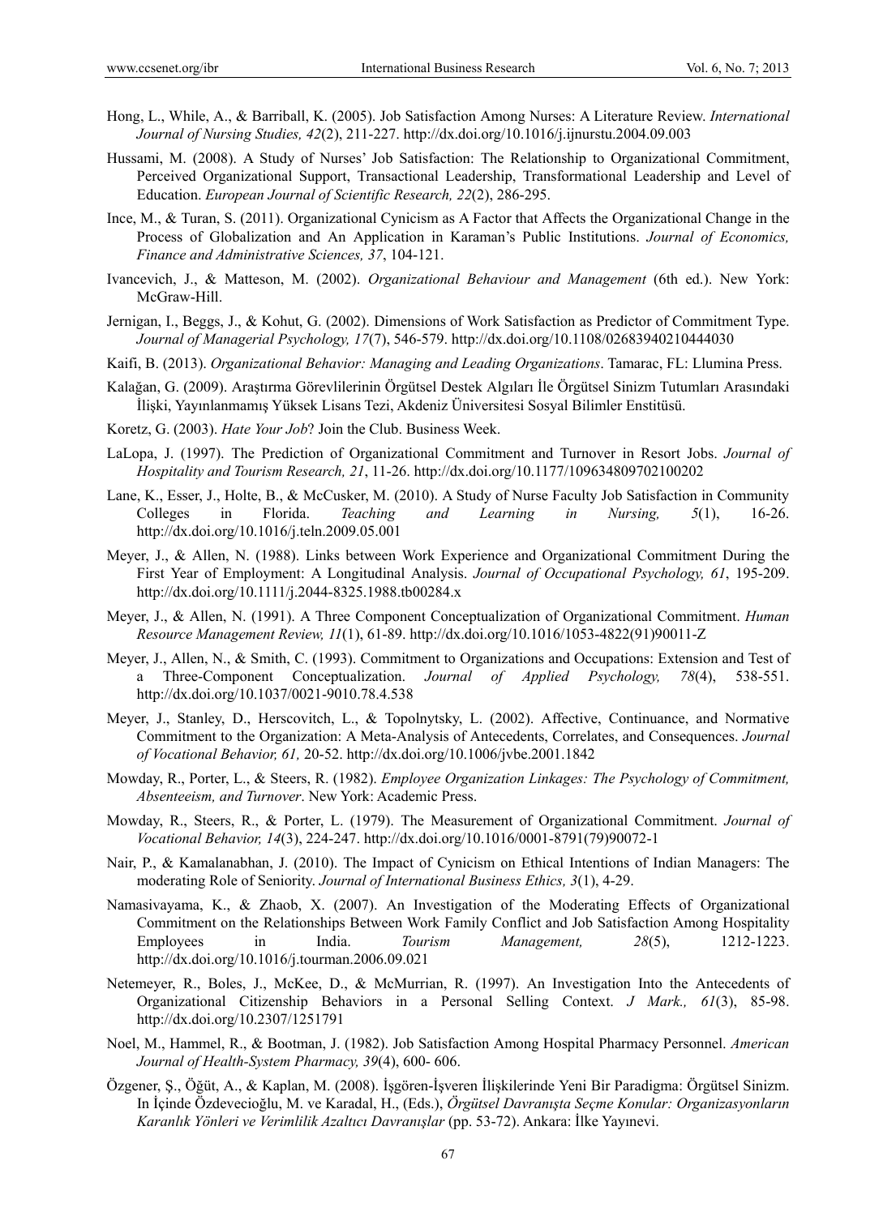Hong, L., While, A., & Barriball, K. (2005). Job Satisfaction Among Nurses: A Literature Review. *International Journal of Nursing Studies, 42*(2), 211-227. http://dx.doi.org/10.1016/j.ijnurstu.2004.09.003

Hussami, M. (2008). A Study of Nurses' Job Satisfaction: The Relationship to Organizational Commitment, Perceived Organizational Support, Transactional Leadership, Transformational Leadership and Level of Education. *European Journal of Scientific Research, 22*(2), 286-295.

Ince, M., & Turan, S. (2011). Organizational Cynicism as A Factor that Affects the Organizational Change in the Process of Globalization and An Application in Karaman's Public Institutions. *Journal of Economics, Finance and Administrative Sciences, 37*, 104-121.

Ivancevich, J., & Matteson, M. (2002). *Organizational Behaviour and Management* (6th ed.). New York: McGraw-Hill.

Jernigan, I., Beggs, J., & Kohut, G. (2002). Dimensions of Work Satisfaction as Predictor of Commitment Type. *Journal of Managerial Psychology, 17*(7), 546-579. http://dx.doi.org/10.1108/02683940210444030

Kaifi, B. (2013). *Organizational Behavior: Managing and Leading Organizations*. Tamarac, FL: Llumina Press.

Kalağan, G. (2009). Araştırma Görevlilerinin Örgütsel Destek Algıları İle Örgütsel Sinizm Tutumları Arasındaki İlişki, Yayınlanmamış Yüksek Lisans Tezi, Akdeniz Üniversitesi Sosyal Bilimler Enstitüsü.

Koretz, G. (2003). *Hate Your Job*? Join the Club. Business Week.

LaLopa, J. (1997). The Prediction of Organizational Commitment and Turnover in Resort Jobs. *Journal of Hospitality and Tourism Research, 21*, 11-26. http://dx.doi.org/10.1177/109634809702100202

Lane, K., Esser, J., Holte, B., & McCusker, M. (2010). A Study of Nurse Faculty Job Satisfaction in Community Colleges in Florida. *Teaching and Learning in Nursing, 5*(1), 16-26. http://dx.doi.org/10.1016/j.teln.2009.05.001

Meyer, J., & Allen, N. (1988). Links between Work Experience and Organizational Commitment During the First Year of Employment: A Longitudinal Analysis. *Journal of Occupational Psychology, 61*, 195-209. http://dx.doi.org/10.1111/j.2044-8325.1988.tb00284.x

Meyer, J., & Allen, N. (1991). A Three Component Conceptualization of Organizational Commitment. *Human Resource Management Review, 11*(1), 61-89. http://dx.doi.org/10.1016/1053-4822(91)90011-Z

Meyer, J., Allen, N., & Smith, C. (1993). Commitment to Organizations and Occupations: Extension and Test of a Three-Component Conceptualization. *Journal of Applied Psychology, 78*(4), 538-551. http://dx.doi.org/10.1037/0021-9010.78.4.538

Meyer, J., Stanley, D., Herscovitch, L., & Topolnytsky, L. (2002). Affective, Continuance, and Normative Commitment to the Organization: A Meta-Analysis of Antecedents, Correlates, and Consequences. *Journal of Vocational Behavior, 61,* 20-52. http://dx.doi.org/10.1006/jvbe.2001.1842

Mowday, R., Porter, L., & Steers, R. (1982). *Employee Organization Linkages: The Psychology of Commitment, Absenteeism, and Turnover*. New York: Academic Press.

Mowday, R., Steers, R., & Porter, L. (1979). The Measurement of Organizational Commitment. *Journal of Vocational Behavior, 14*(3), 224-247. http://dx.doi.org/10.1016/0001-8791(79)90072-1

Nair, P., & Kamalanabhan, J. (2010). The Impact of Cynicism on Ethical Intentions of Indian Managers: The moderating Role of Seniority. *Journal of International Business Ethics, 3*(1), 4-29.

Namasivayama, K., & Zhaob, X. (2007). An Investigation of the Moderating Effects of Organizational Commitment on the Relationships Between Work Family Conflict and Job Satisfaction Among Hospitality Employees in India. *Tourism Management, 28*(5), 1212-1223. http://dx.doi.org/10.1016/j.tourman.2006.09.021

Netemeyer, R., Boles, J., McKee, D., & McMurrian, R. (1997). An Investigation Into the Antecedents of Organizational Citizenship Behaviors in a Personal Selling Context. *J Mark., 61*(3), 85-98. http://dx.doi.org/10.2307/1251791

Noel, M., Hammel, R., & Bootman, J. (1982). Job Satisfaction Among Hospital Pharmacy Personnel. *American Journal of Health-System Pharmacy, 39*(4), 600- 606.

Özgener, Ş., Öğüt, A., & Kaplan, M. (2008). İşgören-İşveren İlişkilerinde Yeni Bir Paradigma: Örgütsel Sinizm. In İçinde Özdevecioğlu, M. ve Karadal, H., (Eds.), *Örgütsel Davranışta Seçme Konular: Organizasyonların Karanlık Yönleri ve Verimlilik Azaltıcı Davranışlar* (pp. 53-72). Ankara: İlke Yayınevi.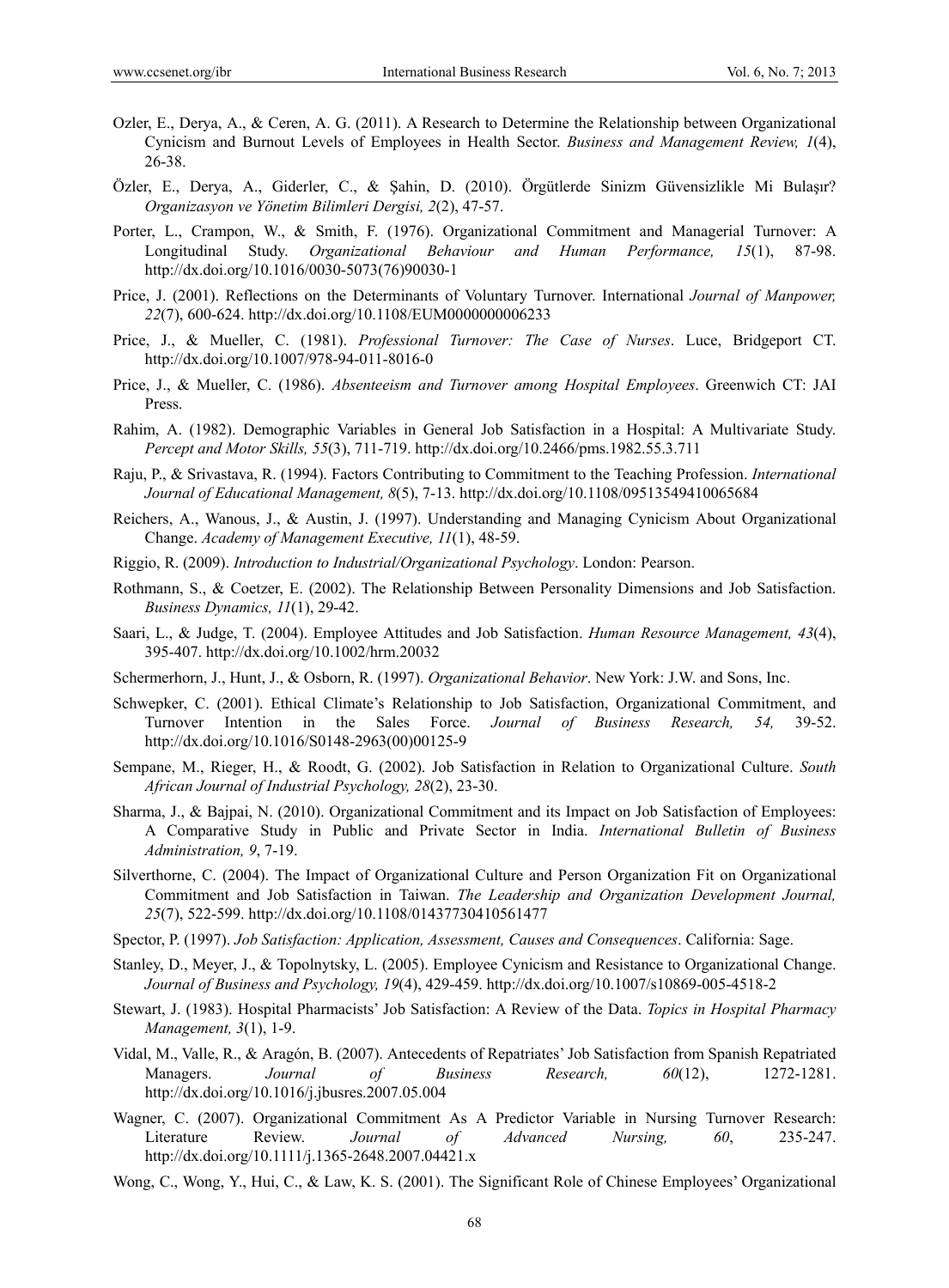Ozler, E., Derya, A., & Ceren, A. G. (2011). A Research to Determine the Relationship between Organizational Cynicism and Burnout Levels of Employees in Health Sector. *Business and Management Review, 1*(4), 26-38.

Özler, E., Derya, A., Giderler, C., & Şahin, D. (2010). Örgütlerde Sinizm Güvensizlikle Mi Bulaşır? *Organizasyon ve Yönetim Bilimleri Dergisi, 2*(2), 47-57.

Porter, L., Crampon, W., & Smith, F. (1976). Organizational Commitment and Managerial Turnover: A Longitudinal Study. *Organizational Behaviour and Human Performance, 15*(1), 87-98. http://dx.doi.org/10.1016/0030-5073(76)90030-1

Price, J. (2001). Reflections on the Determinants of Voluntary Turnover. International *Journal of Manpower, 22*(7), 600-624. http://dx.doi.org/10.1108/EUM0000000006233

Price, J., & Mueller, C. (1981). *Professional Turnover: The Case of Nurses*. Luce, Bridgeport CT. http://dx.doi.org/10.1007/978-94-011-8016-0

Price, J., & Mueller, C. (1986). *Absenteeism and Turnover among Hospital Employees*. Greenwich CT: JAI Press.

Rahim, A. (1982). Demographic Variables in General Job Satisfaction in a Hospital: A Multivariate Study. *Percept and Motor Skills, 55*(3), 711-719. http://dx.doi.org/10.2466/pms.1982.55.3.711

Raju, P., & Srivastava, R. (1994). Factors Contributing to Commitment to the Teaching Profession. *International Journal of Educational Management, 8*(5), 7-13. http://dx.doi.org/10.1108/09513549410065684

Reichers, A., Wanous, J., & Austin, J. (1997). Understanding and Managing Cynicism About Organizational Change. *Academy of Management Executive, 11*(1), 48-59.

Riggio, R. (2009). *Introduction to Industrial/Organizational Psychology*. London: Pearson.

Rothmann, S., & Coetzer, E. (2002). The Relationship Between Personality Dimensions and Job Satisfaction. *Business Dynamics, 11*(1), 29-42.

Saari, L., & Judge, T. (2004). Employee Attitudes and Job Satisfaction. *Human Resource Management, 43*(4), 395-407. http://dx.doi.org/10.1002/hrm.20032

Schermerhorn, J., Hunt, J., & Osborn, R. (1997). *Organizational Behavior*. New York: J.W. and Sons, Inc.

Schwepker, C. (2001). Ethical Climate's Relationship to Job Satisfaction, Organizational Commitment, and Turnover Intention in the Sales Force. *Journal of Business Research, 54,* 39-52. http://dx.doi.org/10.1016/S0148-2963(00)00125-9

Sempane, M., Rieger, H., & Roodt, G. (2002). Job Satisfaction in Relation to Organizational Culture. *South African Journal of Industrial Psychology, 28*(2), 23-30.

Sharma, J., & Bajpai, N. (2010). Organizational Commitment and its Impact on Job Satisfaction of Employees: A Comparative Study in Public and Private Sector in India. *International Bulletin of Business Administration, 9*, 7-19.

Silverthorne, C. (2004). The Impact of Organizational Culture and Person Organization Fit on Organizational Commitment and Job Satisfaction in Taiwan. *The Leadership and Organization Development Journal, 25*(7), 522-599. http://dx.doi.org/10.1108/01437730410561477

Spector, P. (1997). *Job Satisfaction: Application, Assessment, Causes and Consequences*. California: Sage.

Stanley, D., Meyer, J., & Topolnytsky, L. (2005). Employee Cynicism and Resistance to Organizational Change. *Journal of Business and Psychology, 19*(4), 429-459. http://dx.doi.org/10.1007/s10869-005-4518-2

Stewart, J. (1983). Hospital Pharmacists' Job Satisfaction: A Review of the Data. *Topics in Hospital Pharmacy Management, 3*(1), 1-9.

Vidal, M., Valle, R., & Aragón, B. (2007). Antecedents of Repatriates' Job Satisfaction from Spanish Repatriated Managers. *Journal of Business Research, 60*(12), 1272-1281. http://dx.doi.org/10.1016/j.jbusres.2007.05.004

Wagner, C. (2007). Organizational Commitment As A Predictor Variable in Nursing Turnover Research: Literature Review. *Journal of Advanced Nursing, 60*, 235-247. http://dx.doi.org/10.1111/j.1365-2648.2007.04421.x

Wong, C., Wong, Y., Hui, C., & Law, K. S. (2001). The Significant Role of Chinese Employees' Organizational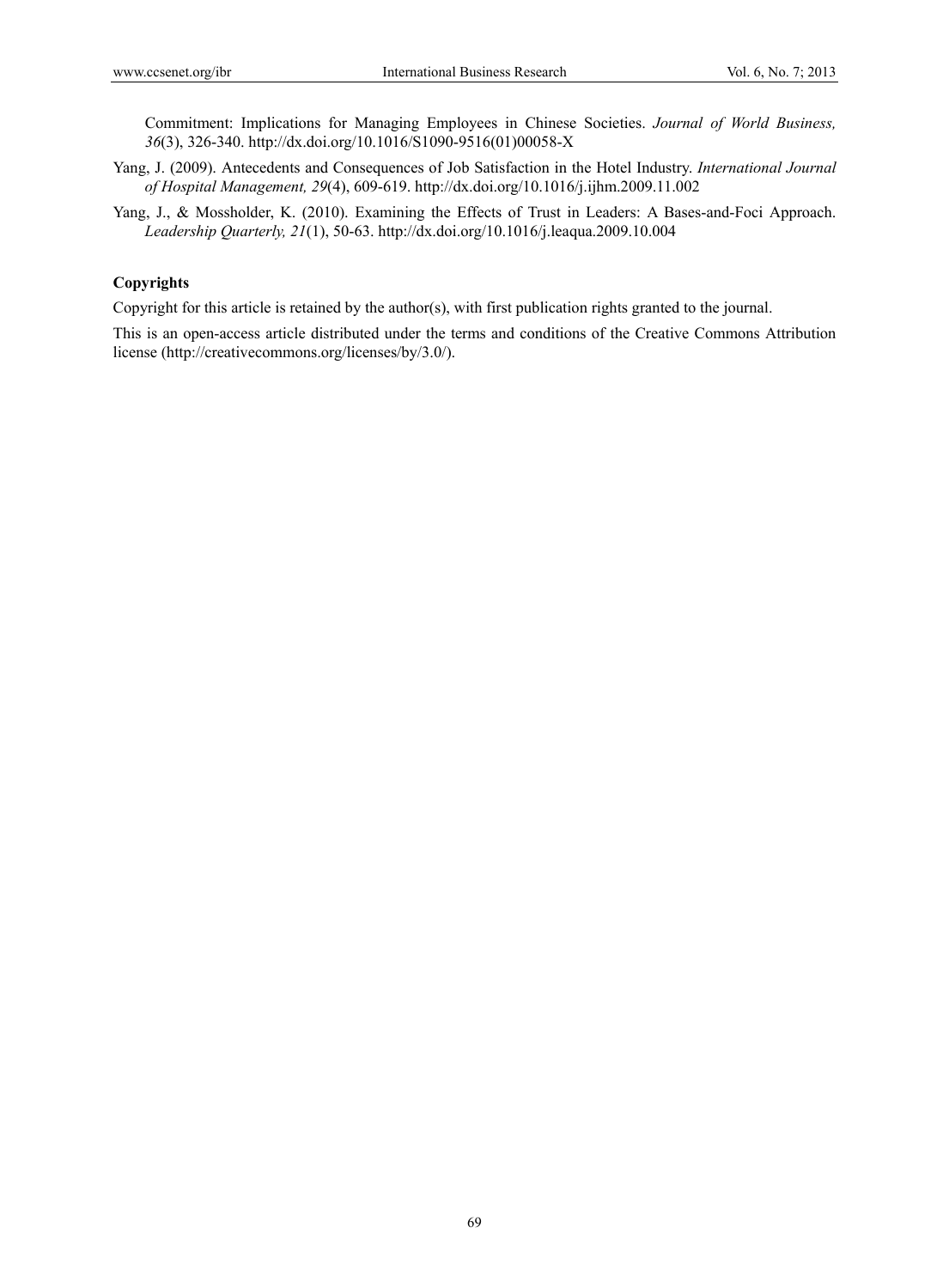Commitment: Implications for Managing Employees in Chinese Societies. *Journal of World Business, 36*(3), 326-340. http://dx.doi.org/10.1016/S1090-9516(01)00058-X

Yang, J. (2009). Antecedents and Consequences of Job Satisfaction in the Hotel Industry. *International Journal of Hospital Management, 29*(4), 609-619. http://dx.doi.org/10.1016/j.ijhm.2009.11.002

Yang, J., & Mossholder, K. (2010). Examining the Effects of Trust in Leaders: A Bases-and-Foci Approach. *Leadership Quarterly, 21*(1), 50-63. http://dx.doi.org/10.1016/j.leaqua.2009.10.004

**Copyrights**

Copyright for this article is retained by the author(s), with first publication rights granted to the journal.

This is an open-access article distributed under the terms and conditions of the Creative Commons Attribution license (http://creativecommons.org/licenses/by/3.0/).